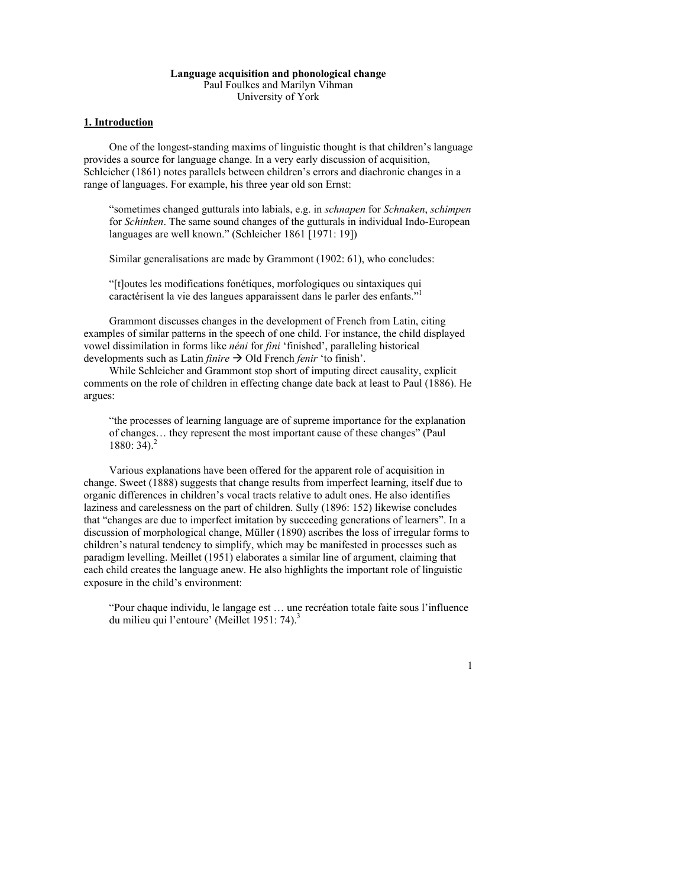# Language acquisition and phonological change

Paul Foulkes and Marilyn Vihman
University of York

## 1. Introduction

One of the longest-standing maxims of linguistic thought is that children's language provides a source for language change. In a very early discussion of acquisition, Schleicher (1861) notes parallels between children's errors and diachronic changes in a range of languages. For example, his three year old son Ernst:

> "sometimes changed gutturals into labials, e.g. in *schnapen* for *Schnaken*, *schimpen* for *Schinken*. The same sound changes of the gutturals in individual Indo-European languages are well known." (Schleicher 1861 [1971: 19])

Similar generalisations are made by Grammont (1902: 61), who concludes:

> "[t]outes les modifications fonétiques, morfologiques ou sintaxiques qui caractérisent la vie des langues apparaissent dans le parler des enfants."[1]

Grammont discusses changes in the development of French from Latin, citing examples of similar patterns in the speech of one child. For instance, the child displayed vowel dissimilation in forms like *néni* for *fini* 'finished', paralleling historical developments such as Latin *finire* → Old French *fenir* 'to finish'.

While Schleicher and Grammont stop short of imputing direct causality, explicit comments on the role of children in effecting change date back at least to Paul (1886). He argues:

> "the processes of learning language are of supreme importance for the explanation of changes… they represent the most important cause of these changes" (Paul 1880: 34).[2]

Various explanations have been offered for the apparent role of acquisition in change. Sweet (1888) suggests that change results from imperfect learning, itself due to organic differences in children's vocal tracts relative to adult ones. He also identifies laziness and carelessness on the part of children. Sully (1896: 152) likewise concludes that "changes are due to imperfect imitation by succeeding generations of learners". In a discussion of morphological change, Müller (1890) ascribes the loss of irregular forms to children's natural tendency to simplify, which may be manifested in processes such as paradigm levelling. Meillet (1951) elaborates a similar line of argument, claiming that each child creates the language anew. He also highlights the important role of linguistic exposure in the child's environment:

> "Pour chaque individu, le langage est … une recréation totale faite sous l'influence du milieu qui l'entoure' (Meillet 1951: 74).[3]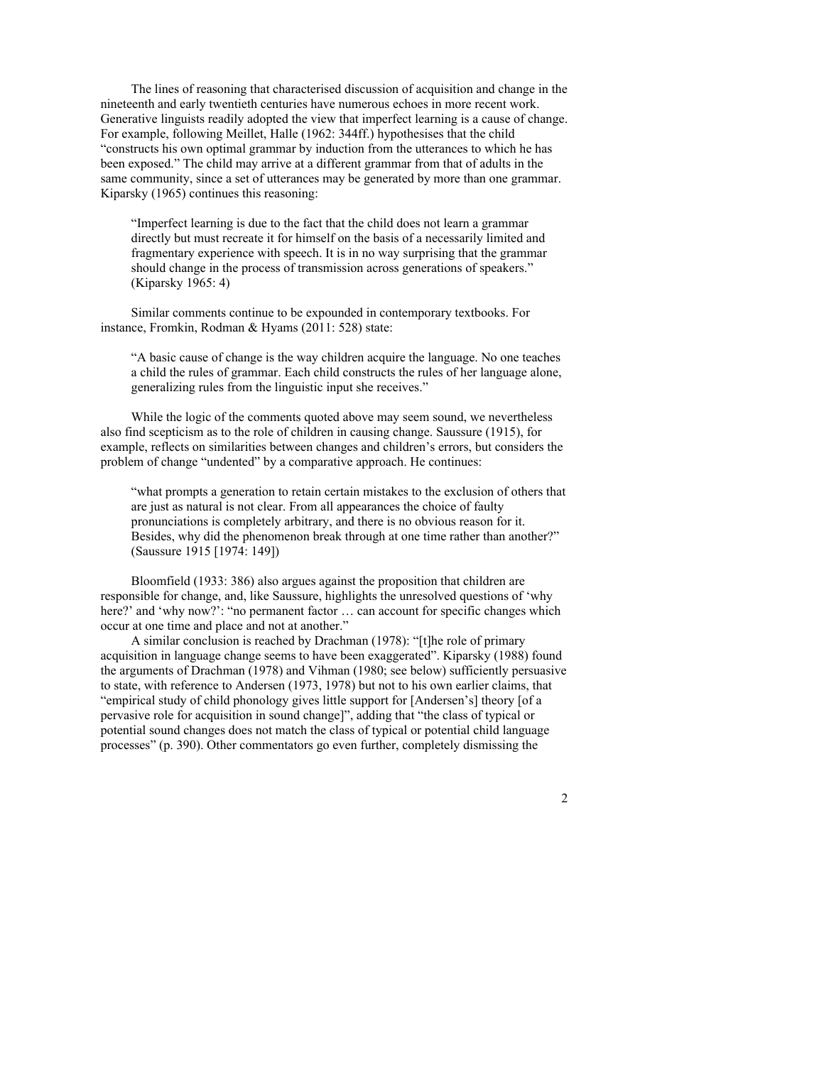The lines of reasoning that characterised discussion of acquisition and change in the nineteenth and early twentieth centuries have numerous echoes in more recent work. Generative linguists readily adopted the view that imperfect learning is a cause of change. For example, following Meillet, Halle (1962: 344ff.) hypothesises that the child "constructs his own optimal grammar by induction from the utterances to which he has been exposed." The child may arrive at a different grammar from that of adults in the same community, since a set of utterances may be generated by more than one grammar. Kiparsky (1965) continues this reasoning:

> "Imperfect learning is due to the fact that the child does not learn a grammar directly but must recreate it for himself on the basis of a necessarily limited and fragmentary experience with speech. It is in no way surprising that the grammar should change in the process of transmission across generations of speakers." (Kiparsky 1965: 4)

Similar comments continue to be expounded in contemporary textbooks. For instance, Fromkin, Rodman & Hyams (2011: 528) state:

> "A basic cause of change is the way children acquire the language. No one teaches a child the rules of grammar. Each child constructs the rules of her language alone, generalizing rules from the linguistic input she receives."

While the logic of the comments quoted above may seem sound, we nevertheless also find scepticism as to the role of children in causing change. Saussure (1915), for example, reflects on similarities between changes and children's errors, but considers the problem of change "undented" by a comparative approach. He continues:

> "what prompts a generation to retain certain mistakes to the exclusion of others that are just as natural is not clear. From all appearances the choice of faulty pronunciations is completely arbitrary, and there is no obvious reason for it. Besides, why did the phenomenon break through at one time rather than another?" (Saussure 1915 [1974: 149])

Bloomfield (1933: 386) also argues against the proposition that children are responsible for change, and, like Saussure, highlights the unresolved questions of 'why here?' and 'why now?': "no permanent factor … can account for specific changes which occur at one time and place and not at another."

A similar conclusion is reached by Drachman (1978): "[t]he role of primary acquisition in language change seems to have been exaggerated". Kiparsky (1988) found the arguments of Drachman (1978) and Vihman (1980; see below) sufficiently persuasive to state, with reference to Andersen (1973, 1978) but not to his own earlier claims, that "empirical study of child phonology gives little support for [Andersen's] theory [of a pervasive role for acquisition in sound change]", adding that "the class of typical or potential sound changes does not match the class of typical or potential child language processes" (p. 390). Other commentators go even further, completely dismissing the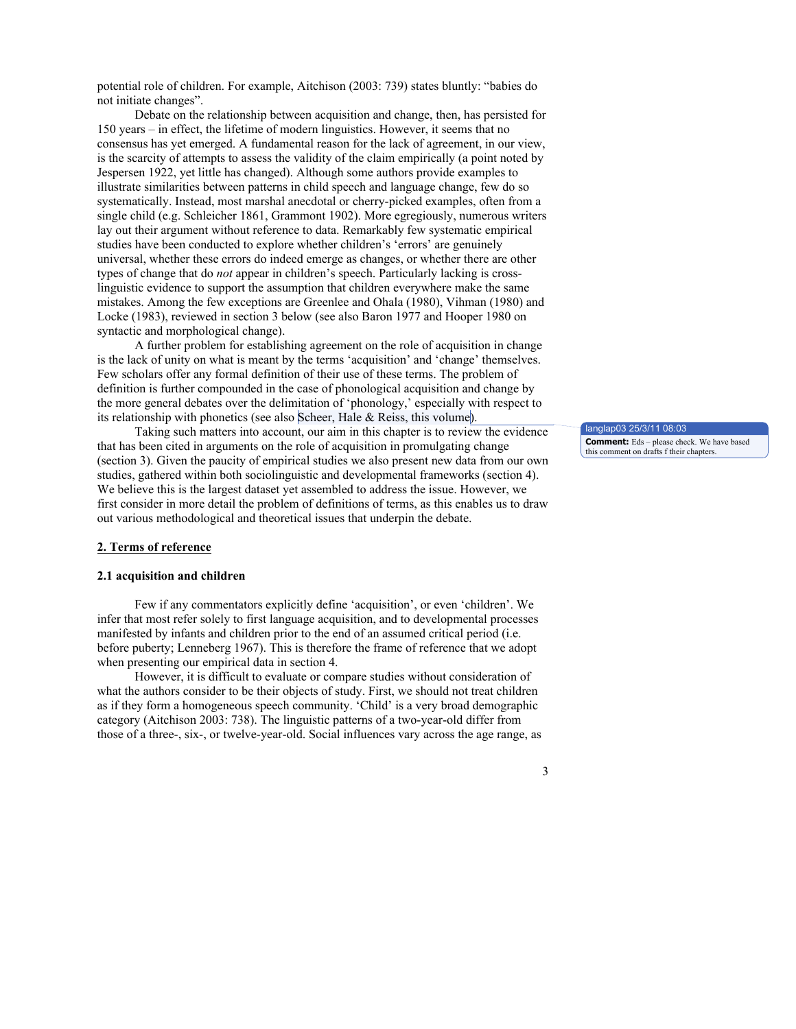potential role of children. For example, Aitchison (2003: 739) states bluntly: "babies do not initiate changes".

Debate on the relationship between acquisition and change, then, has persisted for 150 years – in effect, the lifetime of modern linguistics. However, it seems that no consensus has yet emerged. A fundamental reason for the lack of agreement, in our view, is the scarcity of attempts to assess the validity of the claim empirically (a point noted by Jespersen 1922, yet little has changed). Although some authors provide examples to illustrate similarities between patterns in child speech and language change, few do so systematically. Instead, most marshal anecdotal or cherry-picked examples, often from a single child (e.g. Schleicher 1861, Grammont 1902). More egregiously, numerous writers lay out their argument without reference to data. Remarkably few systematic empirical studies have been conducted to explore whether children's 'errors' are genuinely universal, whether these errors do indeed emerge as changes, or whether there are other types of change that do *not* appear in children's speech. Particularly lacking is cross-linguistic evidence to support the assumption that children everywhere make the same mistakes. Among the few exceptions are Greenlee and Ohala (1980), Vihman (1980) and Locke (1983), reviewed in section 3 below (see also Baron 1977 and Hooper 1980 on syntactic and morphological change).

A further problem for establishing agreement on the role of acquisition in change is the lack of unity on what is meant by the terms 'acquisition' and 'change' themselves. Few scholars offer any formal definition of their use of these terms. The problem of definition is further compounded in the case of phonological acquisition and change by the more general debates over the delimitation of 'phonology,' especially with respect to its relationship with phonetics (see also Scheer, Hale & Reiss, this volume).

langlap03 25/3/11 08:03
**Comment:** Eds – please check. We have based this comment on drafts f their chapters.

Taking such matters into account, our aim in this chapter is to review the evidence that has been cited in arguments on the role of acquisition in promulgating change (section 3). Given the paucity of empirical studies we also present new data from our own studies, gathered within both sociolinguistic and developmental frameworks (section 4). We believe this is the largest dataset yet assembled to address the issue. However, we first consider in more detail the problem of definitions of terms, as this enables us to draw out various methodological and theoretical issues that underpin the debate.

## 2. Terms of reference

### 2.1 acquisition and children

Few if any commentators explicitly define 'acquisition', or even 'children'. We infer that most refer solely to first language acquisition, and to developmental processes manifested by infants and children prior to the end of an assumed critical period (i.e. before puberty; Lenneberg 1967). This is therefore the frame of reference that we adopt when presenting our empirical data in section 4.

However, it is difficult to evaluate or compare studies without consideration of what the authors consider to be their objects of study. First, we should not treat children as if they form a homogeneous speech community. 'Child' is a very broad demographic category (Aitchison 2003: 738). The linguistic patterns of a two-year-old differ from those of a three-, six-, or twelve-year-old. Social influences vary across the age range, as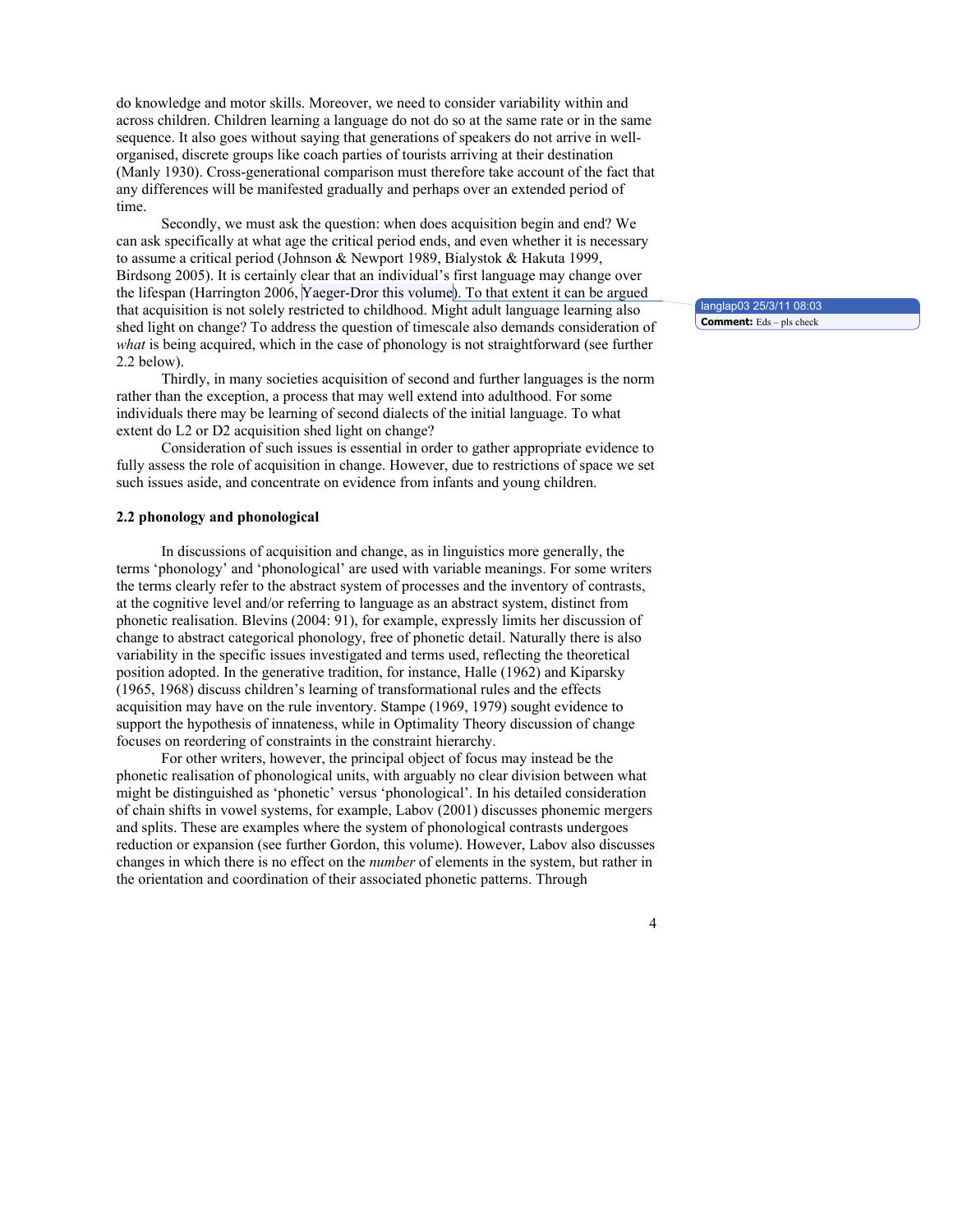do knowledge and motor skills. Moreover, we need to consider variability within and across children. Children learning a language do not do so at the same rate or in the same sequence. It also goes without saying that generations of speakers do not arrive in well-organised, discrete groups like coach parties of tourists arriving at their destination (Manly 1930). Cross-generational comparison must therefore take account of the fact that any differences will be manifested gradually and perhaps over an extended period of time.

Secondly, we must ask the question: when does acquisition begin and end? We can ask specifically at what age the critical period ends, and even whether it is necessary to assume a critical period (Johnson & Newport 1989, Bialystok & Hakuta 1999, Birdsong 2005). It is certainly clear that an individual's first language may change over the lifespan (Harrington 2006, Yaeger-Dror this volume). To that extent it can be argued that acquisition is not solely restricted to childhood. Might adult language learning also shed light on change? To address the question of timescale also demands consideration of *what* is being acquired, which in the case of phonology is not straightforward (see further 2.2 below).

Thirdly, in many societies acquisition of second and further languages is the norm rather than the exception, a process that may well extend into adulthood. For some individuals there may be learning of second dialects of the initial language. To what extent do L2 or D2 acquisition shed light on change?

Consideration of such issues is essential in order to gather appropriate evidence to fully assess the role of acquisition in change. However, due to restrictions of space we set such issues aside, and concentrate on evidence from infants and young children.

### 2.2 phonology and phonological

In discussions of acquisition and change, as in linguistics more generally, the terms 'phonology' and 'phonological' are used with variable meanings. For some writers the terms clearly refer to the abstract system of processes and the inventory of contrasts, at the cognitive level and/or referring to language as an abstract system, distinct from phonetic realisation. Blevins (2004: 91), for example, expressly limits her discussion of change to abstract categorical phonology, free of phonetic detail. Naturally there is also variability in the specific issues investigated and terms used, reflecting the theoretical position adopted. In the generative tradition, for instance, Halle (1962) and Kiparsky (1965, 1968) discuss children's learning of transformational rules and the effects acquisition may have on the rule inventory. Stampe (1969, 1979) sought evidence to support the hypothesis of innateness, while in Optimality Theory discussion of change focuses on reordering of constraints in the constraint hierarchy.

For other writers, however, the principal object of focus may instead be the phonetic realisation of phonological units, with arguably no clear division between what might be distinguished as 'phonetic' versus 'phonological'. In his detailed consideration of chain shifts in vowel systems, for example, Labov (2001) discusses phonemic mergers and splits. These are examples where the system of phonological contrasts undergoes reduction or expansion (see further Gordon, this volume). However, Labov also discusses changes in which there is no effect on the *number* of elements in the system, but rather in the orientation and coordination of their associated phonetic patterns. Through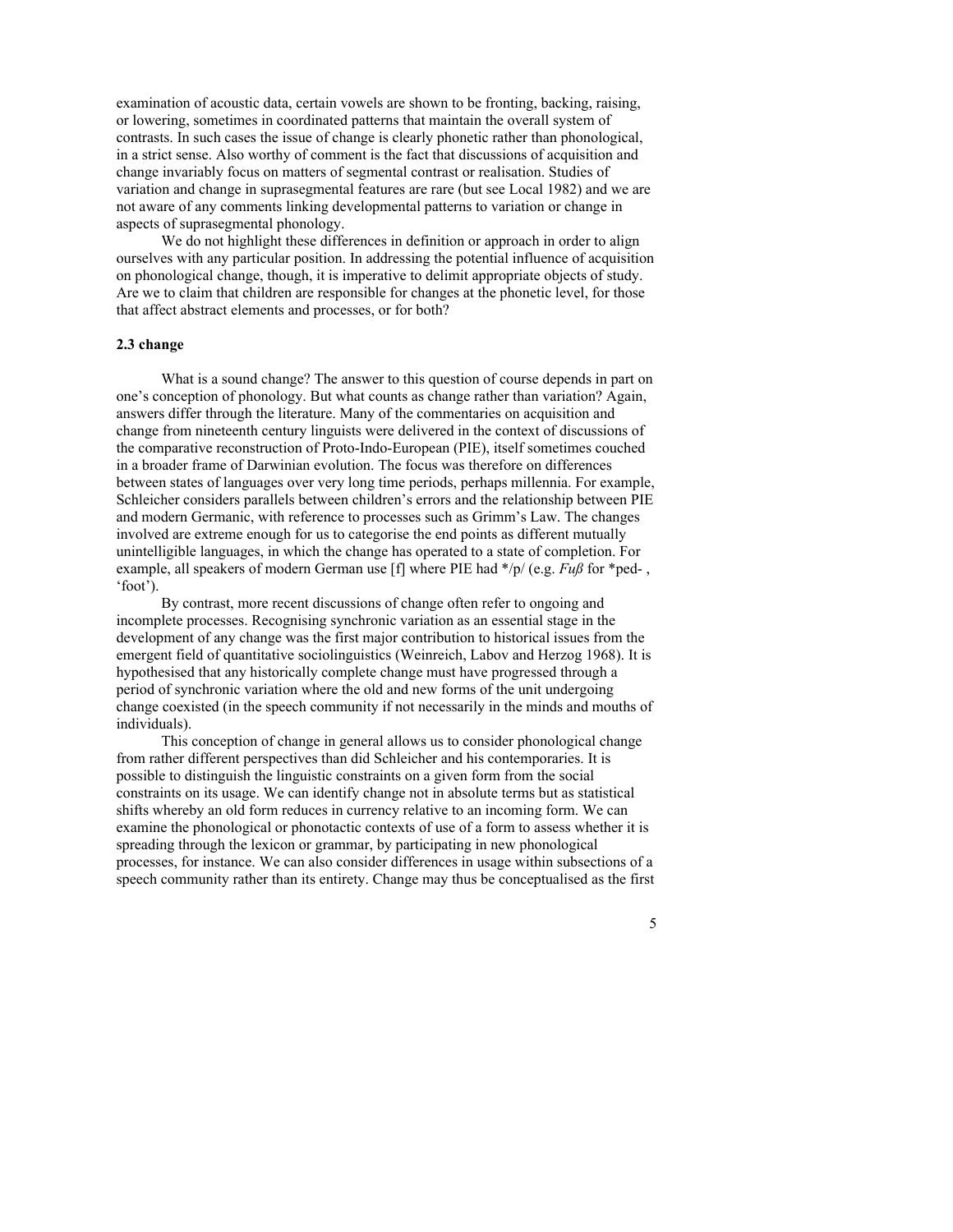examination of acoustic data, certain vowels are shown to be fronting, backing, raising, or lowering, sometimes in coordinated patterns that maintain the overall system of contrasts. In such cases the issue of change is clearly phonetic rather than phonological, in a strict sense. Also worthy of comment is the fact that discussions of acquisition and change invariably focus on matters of segmental contrast or realisation. Studies of variation and change in suprasegmental features are rare (but see Local 1982) and we are not aware of any comments linking developmental patterns to variation or change in aspects of suprasegmental phonology.

We do not highlight these differences in definition or approach in order to align ourselves with any particular position. In addressing the potential influence of acquisition on phonological change, though, it is imperative to delimit appropriate objects of study. Are we to claim that children are responsible for changes at the phonetic level, for those that affect abstract elements and processes, or for both?

### 2.3 change

What is a sound change? The answer to this question of course depends in part on one's conception of phonology. But what counts as change rather than variation? Again, answers differ through the literature. Many of the commentaries on acquisition and change from nineteenth century linguists were delivered in the context of discussions of the comparative reconstruction of Proto-Indo-European (PIE), itself sometimes couched in a broader frame of Darwinian evolution. The focus was therefore on differences between states of languages over very long time periods, perhaps millennia. For example, Schleicher considers parallels between children's errors and the relationship between PIE and modern Germanic, with reference to processes such as Grimm's Law. The changes involved are extreme enough for us to categorise the end points as different mutually unintelligible languages, in which the change has operated to a state of completion. For example, all speakers of modern German use [f] where PIE had */p/ (e.g. *Fuß* for *ped- , 'foot').

By contrast, more recent discussions of change often refer to ongoing and incomplete processes. Recognising synchronic variation as an essential stage in the development of any change was the first major contribution to historical issues from the emergent field of quantitative sociolinguistics (Weinreich, Labov and Herzog 1968). It is hypothesised that any historically complete change must have progressed through a period of synchronic variation where the old and new forms of the unit undergoing change coexisted (in the speech community if not necessarily in the minds and mouths of individuals).

This conception of change in general allows us to consider phonological change from rather different perspectives than did Schleicher and his contemporaries. It is possible to distinguish the linguistic constraints on a given form from the social constraints on its usage. We can identify change not in absolute terms but as statistical shifts whereby an old form reduces in currency relative to an incoming form. We can examine the phonological or phonotactic contexts of use of a form to assess whether it is spreading through the lexicon or grammar, by participating in new phonological processes, for instance. We can also consider differences in usage within subsections of a speech community rather than its entirety. Change may thus be conceptualised as the first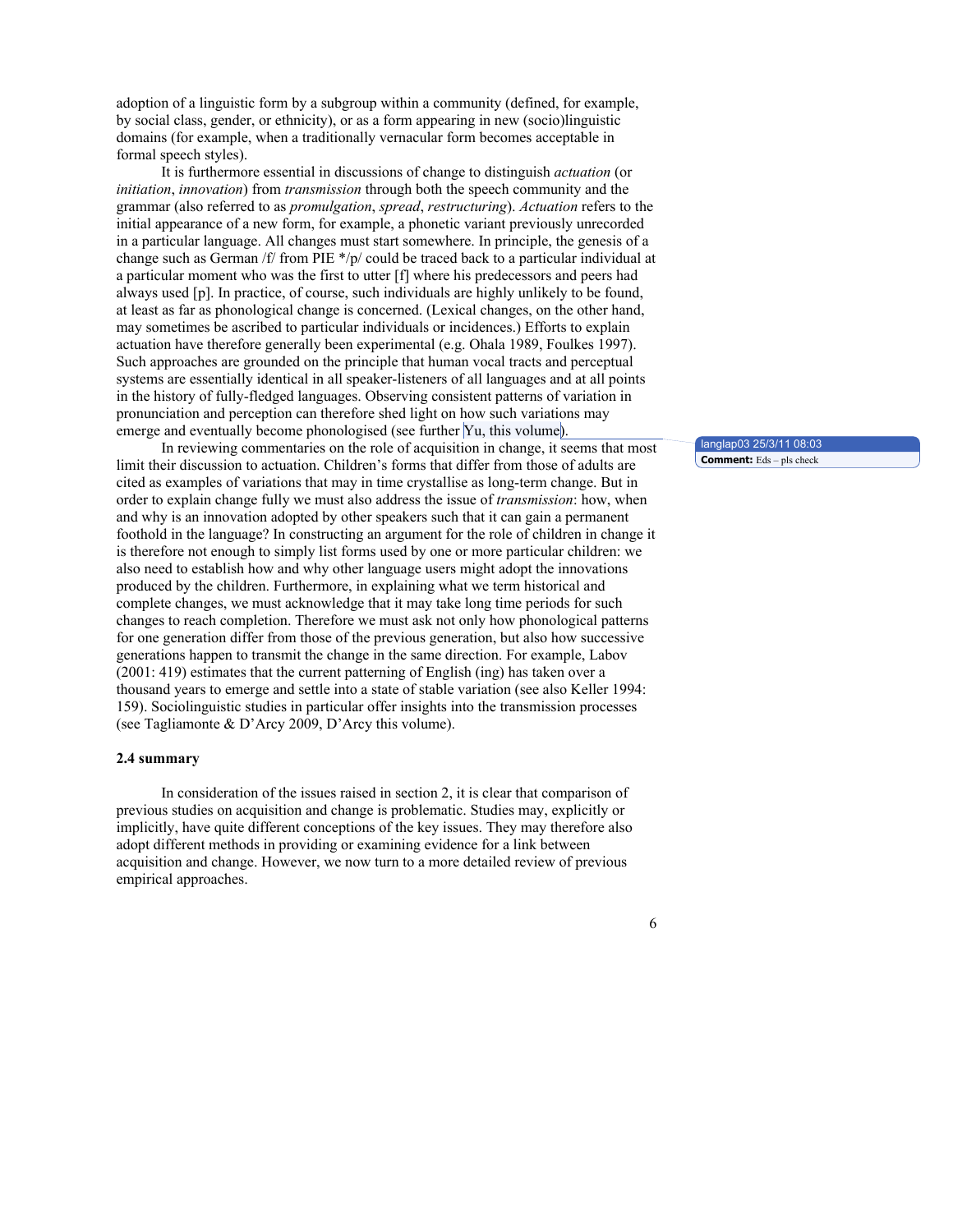adoption of a linguistic form by a subgroup within a community (defined, for example, by social class, gender, or ethnicity), or as a form appearing in new (socio)linguistic domains (for example, when a traditionally vernacular form becomes acceptable in formal speech styles).

It is furthermore essential in discussions of change to distinguish *actuation* (or *initiation*, *innovation*) from *transmission* through both the speech community and the grammar (also referred to as *promulgation*, *spread*, *restructuring*). *Actuation* refers to the initial appearance of a new form, for example, a phonetic variant previously unrecorded in a particular language. All changes must start somewhere. In principle, the genesis of a change such as German /f/ from PIE */p/ could be traced back to a particular individual at a particular moment who was the first to utter [f] where his predecessors and peers had always used [p]. In practice, of course, such individuals are highly unlikely to be found, at least as far as phonological change is concerned. (Lexical changes, on the other hand, may sometimes be ascribed to particular individuals or incidences.) Efforts to explain actuation have therefore generally been experimental (e.g. Ohala 1989, Foulkes 1997). Such approaches are grounded on the principle that human vocal tracts and perceptual systems are essentially identical in all speaker-listeners of all languages and at all points in the history of fully-fledged languages. Observing consistent patterns of variation in pronunciation and perception can therefore shed light on how such variations may emerge and eventually become phonologised (see further Yu, this volume).

langlap03 25/3/11 08:03
**Comment:** Eds – pls check

In reviewing commentaries on the role of acquisition in change, it seems that most limit their discussion to actuation. Children's forms that differ from those of adults are cited as examples of variations that may in time crystallise as long-term change. But in order to explain change fully we must also address the issue of *transmission*: how, when and why is an innovation adopted by other speakers such that it can gain a permanent foothold in the language? In constructing an argument for the role of children in change it is therefore not enough to simply list forms used by one or more particular children: we also need to establish how and why other language users might adopt the innovations produced by the children. Furthermore, in explaining what we term historical and complete changes, we must acknowledge that it may take long time periods for such changes to reach completion. Therefore we must ask not only how phonological patterns for one generation differ from those of the previous generation, but also how successive generations happen to transmit the change in the same direction. For example, Labov (2001: 419) estimates that the current patterning of English (ing) has taken over a thousand years to emerge and settle into a state of stable variation (see also Keller 1994: 159). Sociolinguistic studies in particular offer insights into the transmission processes (see Tagliamonte & D'Arcy 2009, D'Arcy this volume).

### 2.4 summary

In consideration of the issues raised in section 2, it is clear that comparison of previous studies on acquisition and change is problematic. Studies may, explicitly or implicitly, have quite different conceptions of the key issues. They may therefore also adopt different methods in providing or examining evidence for a link between acquisition and change. However, we now turn to a more detailed review of previous empirical approaches.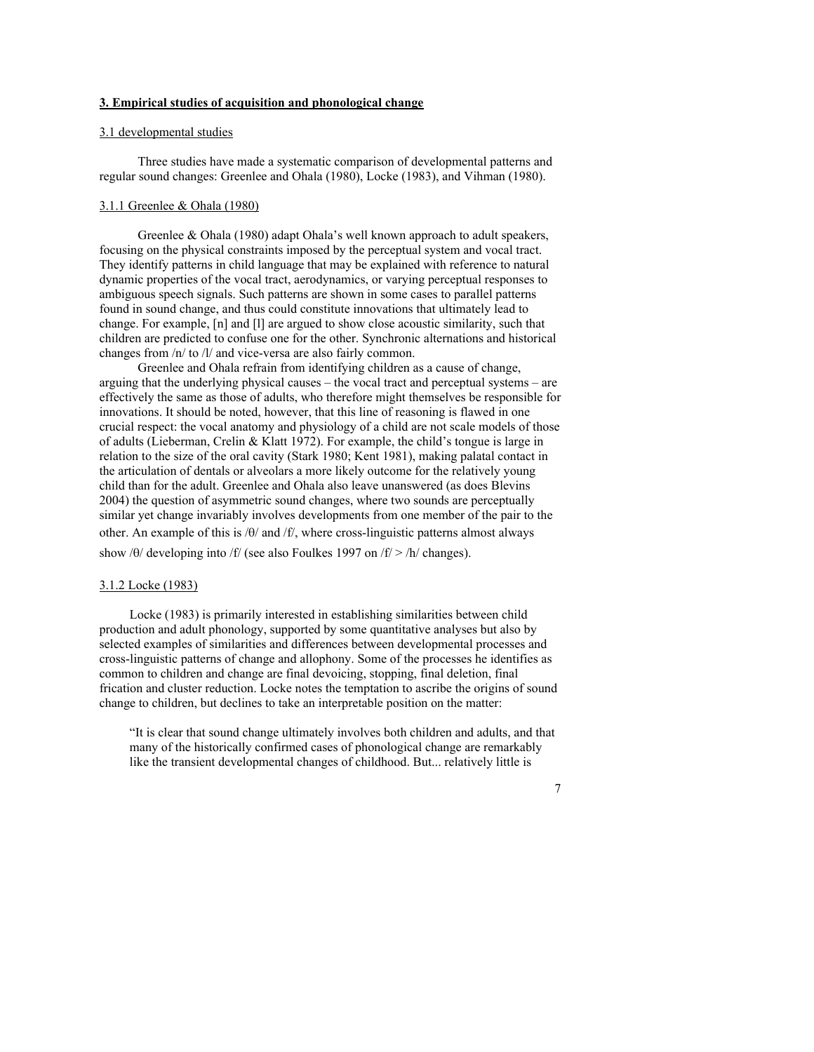## **3. Empirical studies of acquisition and phonological change**

### 3.1 developmental studies

Three studies have made a systematic comparison of developmental patterns and regular sound changes: Greenlee and Ohala (1980), Locke (1983), and Vihman (1980).

#### 3.1.1 Greenlee & Ohala (1980)

Greenlee & Ohala (1980) adapt Ohala's well known approach to adult speakers, focusing on the physical constraints imposed by the perceptual system and vocal tract. They identify patterns in child language that may be explained with reference to natural dynamic properties of the vocal tract, aerodynamics, or varying perceptual responses to ambiguous speech signals. Such patterns are shown in some cases to parallel patterns found in sound change, and thus could constitute innovations that ultimately lead to change. For example, [n] and [l] are argued to show close acoustic similarity, such that children are predicted to confuse one for the other. Synchronic alternations and historical changes from /n/ to /l/ and vice-versa are also fairly common.

Greenlee and Ohala refrain from identifying children as a cause of change, arguing that the underlying physical causes – the vocal tract and perceptual systems – are effectively the same as those of adults, who therefore might themselves be responsible for innovations. It should be noted, however, that this line of reasoning is flawed in one crucial respect: the vocal anatomy and physiology of a child are not scale models of those of adults (Lieberman, Crelin & Klatt 1972). For example, the child's tongue is large in relation to the size of the oral cavity (Stark 1980; Kent 1981), making palatal contact in the articulation of dentals or alveolars a more likely outcome for the relatively young child than for the adult. Greenlee and Ohala also leave unanswered (as does Blevins 2004) the question of asymmetric sound changes, where two sounds are perceptually similar yet change invariably involves developments from one member of the pair to the other. An example of this is /θ/ and /f/, where cross-linguistic patterns almost always show /θ/ developing into /f/ (see also Foulkes 1997 on /f/ > /h/ changes).

#### 3.1.2 Locke (1983)

Locke (1983) is primarily interested in establishing similarities between child production and adult phonology, supported by some quantitative analyses but also by selected examples of similarities and differences between developmental processes and cross-linguistic patterns of change and allophony. Some of the processes he identifies as common to children and change are final devoicing, stopping, final deletion, final frication and cluster reduction. Locke notes the temptation to ascribe the origins of sound change to children, but declines to take an interpretable position on the matter:

> "It is clear that sound change ultimately involves both children and adults, and that many of the historically confirmed cases of phonological change are remarkably like the transient developmental changes of childhood. But... relatively little is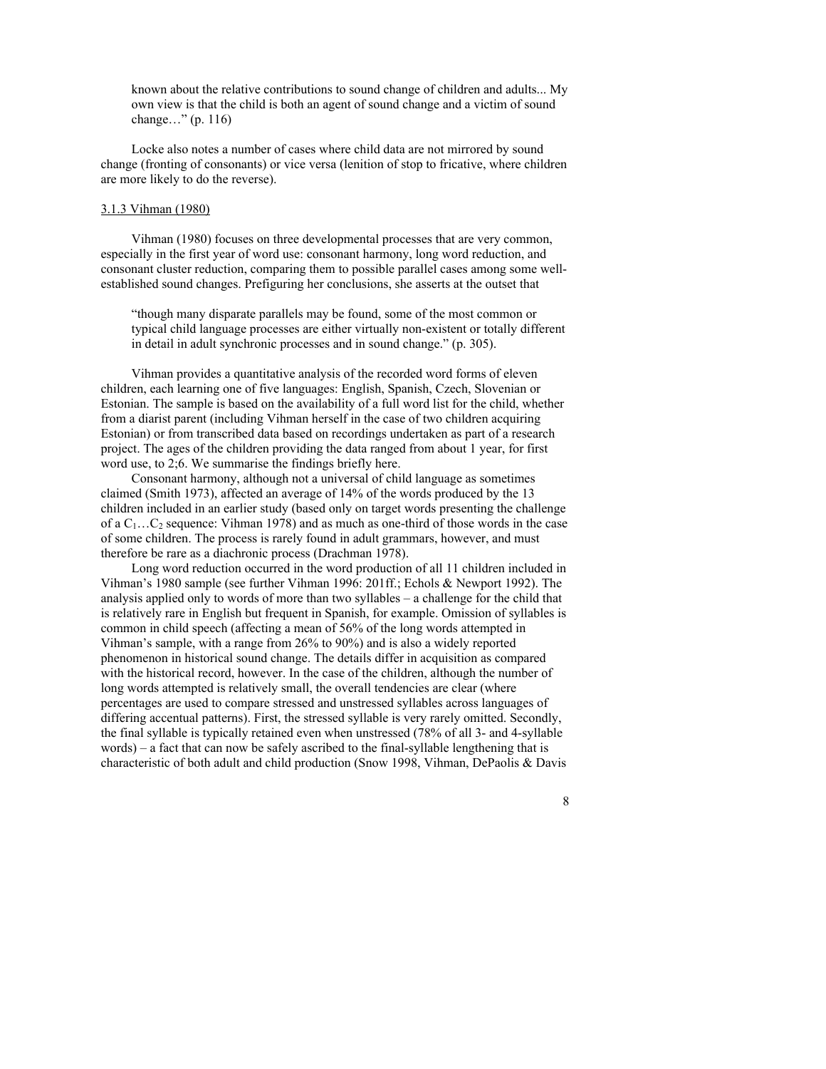> known about the relative contributions to sound change of children and adults... My own view is that the child is both an agent of sound change and a victim of sound change…" (p. 116)

Locke also notes a number of cases where child data are not mirrored by sound change (fronting of consonants) or vice versa (lenition of stop to fricative, where children are more likely to do the reverse).

### 3.1.3 Vihman (1980)

Vihman (1980) focuses on three developmental processes that are very common, especially in the first year of word use: consonant harmony, long word reduction, and consonant cluster reduction, comparing them to possible parallel cases among some well-established sound changes. Prefiguring her conclusions, she asserts at the outset that

> "though many disparate parallels may be found, some of the most common or typical child language processes are either virtually non-existent or totally different in detail in adult synchronic processes and in sound change." (p. 305).

Vihman provides a quantitative analysis of the recorded word forms of eleven children, each learning one of five languages: English, Spanish, Czech, Slovenian or Estonian. The sample is based on the availability of a full word list for the child, whether from a diarist parent (including Vihman herself in the case of two children acquiring Estonian) or from transcribed data based on recordings undertaken as part of a research project. The ages of the children providing the data ranged from about 1 year, for first word use, to 2;6. We summarise the findings briefly here.

Consonant harmony, although not a universal of child language as sometimes claimed (Smith 1973), affected an average of 14% of the words produced by the 13 children included in an earlier study (based only on target words presenting the challenge of a $C_1…C_2$ sequence: Vihman 1978) and as much as one-third of those words in the case of some children. The process is rarely found in adult grammars, however, and must therefore be rare as a diachronic process (Drachman 1978).

Long word reduction occurred in the word production of all 11 children included in Vihman's 1980 sample (see further Vihman 1996: 201ff.; Echols & Newport 1992). The analysis applied only to words of more than two syllables – a challenge for the child that is relatively rare in English but frequent in Spanish, for example. Omission of syllables is common in child speech (affecting a mean of 56% of the long words attempted in Vihman's sample, with a range from 26% to 90%) and is also a widely reported phenomenon in historical sound change. The details differ in acquisition as compared with the historical record, however. In the case of the children, although the number of long words attempted is relatively small, the overall tendencies are clear (where percentages are used to compare stressed and unstressed syllables across languages of differing accentual patterns). First, the stressed syllable is very rarely omitted. Secondly, the final syllable is typically retained even when unstressed (78% of all 3- and 4-syllable words) – a fact that can now be safely ascribed to the final-syllable lengthening that is characteristic of both adult and child production (Snow 1998, Vihman, DePaolis & Davis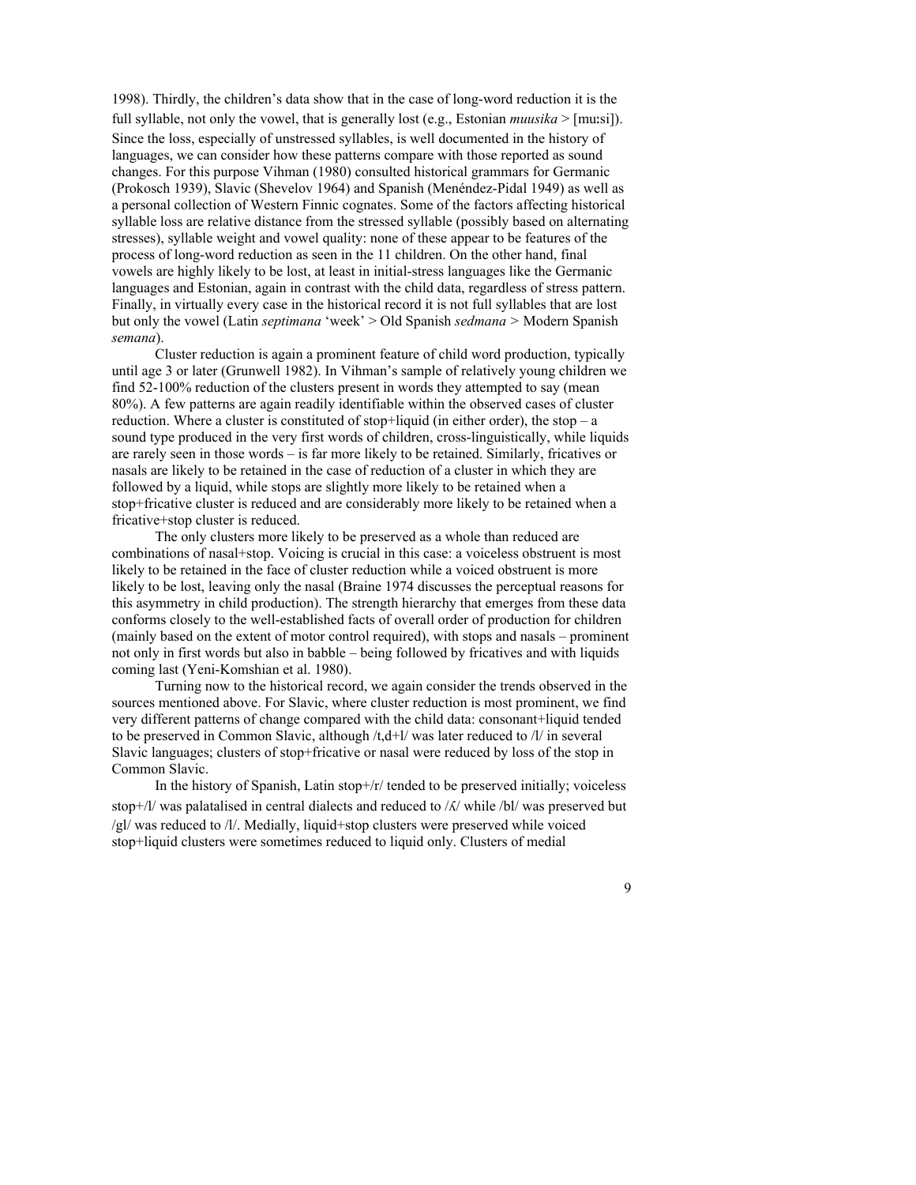1998). Thirdly, the children's data show that in the case of long-word reduction it is the full syllable, not only the vowel, that is generally lost (e.g., Estonian *muusika* > [muːsi]). Since the loss, especially of unstressed syllables, is well documented in the history of languages, we can consider how these patterns compare with those reported as sound changes. For this purpose Vihman (1980) consulted historical grammars for Germanic (Prokosch 1939), Slavic (Shevelov 1964) and Spanish (Menéndez-Pidal 1949) as well as a personal collection of Western Finnic cognates. Some of the factors affecting historical syllable loss are relative distance from the stressed syllable (possibly based on alternating stresses), syllable weight and vowel quality: none of these appear to be features of the process of long-word reduction as seen in the 11 children. On the other hand, final vowels are highly likely to be lost, at least in initial-stress languages like the Germanic languages and Estonian, again in contrast with the child data, regardless of stress pattern. Finally, in virtually every case in the historical record it is not full syllables that are lost but only the vowel (Latin *septimana* 'week' > Old Spanish *sedmana* > Modern Spanish *semana*).

Cluster reduction is again a prominent feature of child word production, typically until age 3 or later (Grunwell 1982). In Vihman's sample of relatively young children we find 52-100% reduction of the clusters present in words they attempted to say (mean 80%). A few patterns are again readily identifiable within the observed cases of cluster reduction. Where a cluster is constituted of stop+liquid (in either order), the stop – a sound type produced in the very first words of children, cross-linguistically, while liquids are rarely seen in those words – is far more likely to be retained. Similarly, fricatives or nasals are likely to be retained in the case of reduction of a cluster in which they are followed by a liquid, while stops are slightly more likely to be retained when a stop+fricative cluster is reduced and are considerably more likely to be retained when a fricative+stop cluster is reduced.

The only clusters more likely to be preserved as a whole than reduced are combinations of nasal+stop. Voicing is crucial in this case: a voiceless obstruent is most likely to be retained in the face of cluster reduction while a voiced obstruent is more likely to be lost, leaving only the nasal (Braine 1974 discusses the perceptual reasons for this asymmetry in child production). The strength hierarchy that emerges from these data conforms closely to the well-established facts of overall order of production for children (mainly based on the extent of motor control required), with stops and nasals – prominent not only in first words but also in babble – being followed by fricatives and with liquids coming last (Yeni-Komshian et al. 1980).

Turning now to the historical record, we again consider the trends observed in the sources mentioned above. For Slavic, where cluster reduction is most prominent, we find very different patterns of change compared with the child data: consonant+liquid tended to be preserved in Common Slavic, although /t,d+l/ was later reduced to /l/ in several Slavic languages; clusters of stop+fricative or nasal were reduced by loss of the stop in Common Slavic.

In the history of Spanish, Latin stop+/r/ tended to be preserved initially; voiceless stop+/l/ was palatalised in central dialects and reduced to /ʎ/ while /bl/ was preserved but /gl/ was reduced to /l/. Medially, liquid+stop clusters were preserved while voiced stop+liquid clusters were sometimes reduced to liquid only. Clusters of medial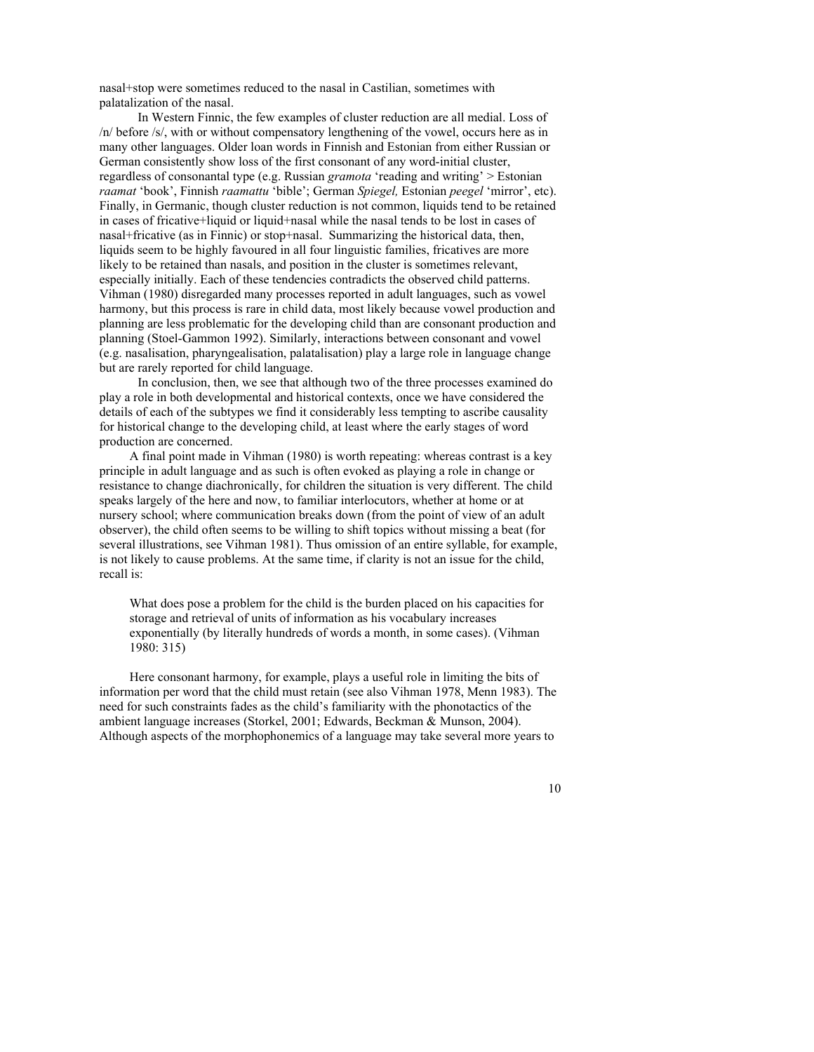nasal+stop were sometimes reduced to the nasal in Castilian, sometimes with palatalization of the nasal.

In Western Finnic, the few examples of cluster reduction are all medial. Loss of /n/ before /s/, with or without compensatory lengthening of the vowel, occurs here as in many other languages. Older loan words in Finnish and Estonian from either Russian or German consistently show loss of the first consonant of any word-initial cluster, regardless of consonantal type (e.g. Russian *gramota* 'reading and writing' > Estonian *raamat* 'book', Finnish *raamattu* 'bible'; German *Spiegel,* Estonian *peegel* 'mirror', etc). Finally, in Germanic, though cluster reduction is not common, liquids tend to be retained in cases of fricative+liquid or liquid+nasal while the nasal tends to be lost in cases of nasal+fricative (as in Finnic) or stop+nasal. Summarizing the historical data, then, liquids seem to be highly favoured in all four linguistic families, fricatives are more likely to be retained than nasals, and position in the cluster is sometimes relevant, especially initially. Each of these tendencies contradicts the observed child patterns. Vihman (1980) disregarded many processes reported in adult languages, such as vowel harmony, but this process is rare in child data, most likely because vowel production and planning are less problematic for the developing child than are consonant production and planning (Stoel-Gammon 1992). Similarly, interactions between consonant and vowel (e.g. nasalisation, pharyngealisation, palatalisation) play a large role in language change but are rarely reported for child language.

In conclusion, then, we see that although two of the three processes examined do play a role in both developmental and historical contexts, once we have considered the details of each of the subtypes we find it considerably less tempting to ascribe causality for historical change to the developing child, at least where the early stages of word production are concerned.

A final point made in Vihman (1980) is worth repeating: whereas contrast is a key principle in adult language and as such is often evoked as playing a role in change or resistance to change diachronically, for children the situation is very different. The child speaks largely of the here and now, to familiar interlocutors, whether at home or at nursery school; where communication breaks down (from the point of view of an adult observer), the child often seems to be willing to shift topics without missing a beat (for several illustrations, see Vihman 1981). Thus omission of an entire syllable, for example, is not likely to cause problems. At the same time, if clarity is not an issue for the child, recall is:

> What does pose a problem for the child is the burden placed on his capacities for storage and retrieval of units of information as his vocabulary increases exponentially (by literally hundreds of words a month, in some cases). (Vihman 1980: 315)

Here consonant harmony, for example, plays a useful role in limiting the bits of information per word that the child must retain (see also Vihman 1978, Menn 1983). The need for such constraints fades as the child's familiarity with the phonotactics of the ambient language increases (Storkel, 2001; Edwards, Beckman & Munson, 2004). Although aspects of the morphophonemics of a language may take several more years to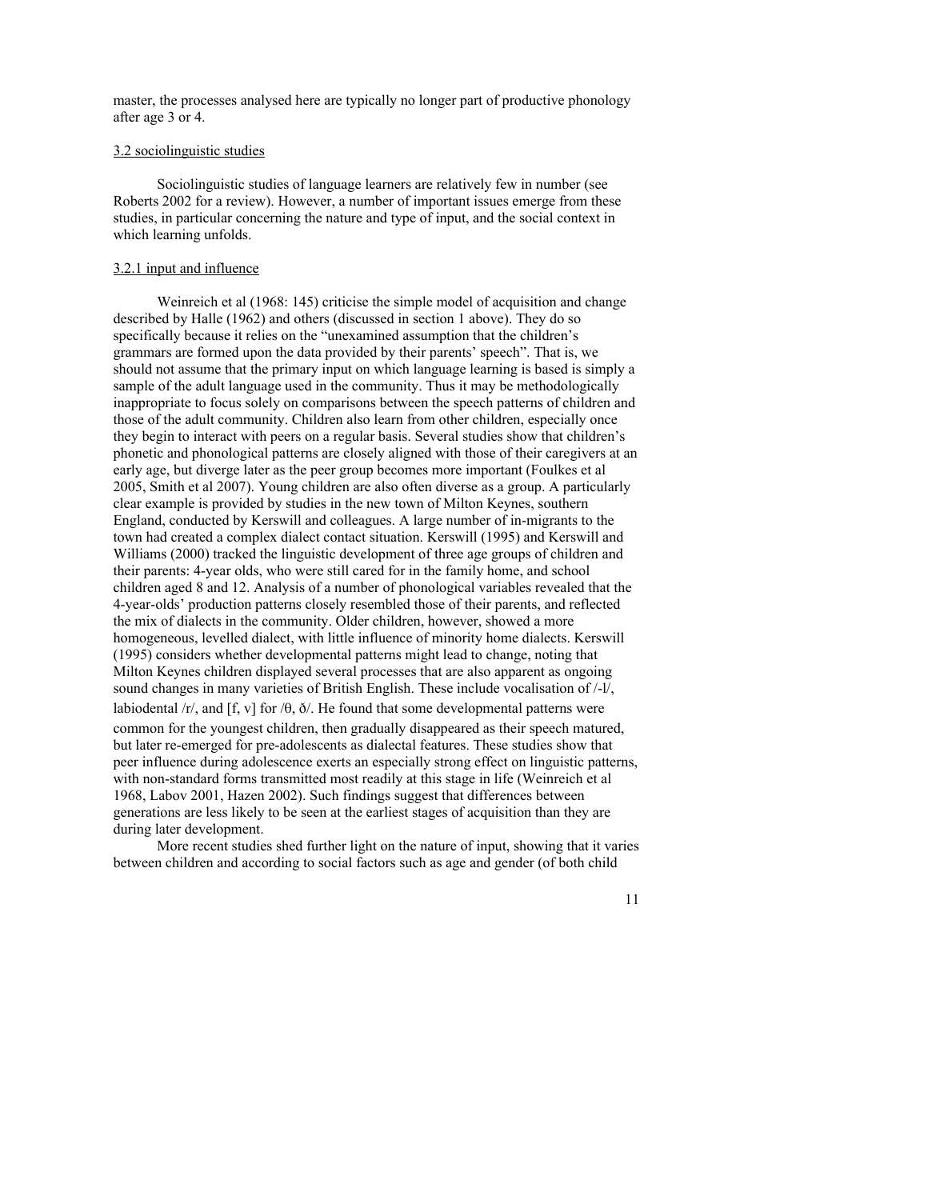master, the processes analysed here are typically no longer part of productive phonology after age 3 or 4.

### 3.2 sociolinguistic studies

Sociolinguistic studies of language learners are relatively few in number (see Roberts 2002 for a review). However, a number of important issues emerge from these studies, in particular concerning the nature and type of input, and the social context in which learning unfolds.

#### 3.2.1 input and influence

Weinreich et al (1968: 145) criticise the simple model of acquisition and change described by Halle (1962) and others (discussed in section 1 above). They do so specifically because it relies on the "unexamined assumption that the children's grammars are formed upon the data provided by their parents' speech". That is, we should not assume that the primary input on which language learning is based is simply a sample of the adult language used in the community. Thus it may be methodologically inappropriate to focus solely on comparisons between the speech patterns of children and those of the adult community. Children also learn from other children, especially once they begin to interact with peers on a regular basis. Several studies show that children's phonetic and phonological patterns are closely aligned with those of their caregivers at an early age, but diverge later as the peer group becomes more important (Foulkes et al 2005, Smith et al 2007). Young children are also often diverse as a group. A particularly clear example is provided by studies in the new town of Milton Keynes, southern England, conducted by Kerswill and colleagues. A large number of in-migrants to the town had created a complex dialect contact situation. Kerswill (1995) and Kerswill and Williams (2000) tracked the linguistic development of three age groups of children and their parents: 4-year olds, who were still cared for in the family home, and school children aged 8 and 12. Analysis of a number of phonological variables revealed that the 4-year-olds' production patterns closely resembled those of their parents, and reflected the mix of dialects in the community. Older children, however, showed a more homogeneous, levelled dialect, with little influence of minority home dialects. Kerswill (1995) considers whether developmental patterns might lead to change, noting that Milton Keynes children displayed several processes that are also apparent as ongoing sound changes in many varieties of British English. These include vocalisation of /-l/, labiodental /r/, and [f, v] for /θ, ð/. He found that some developmental patterns were common for the youngest children, then gradually disappeared as their speech matured, but later re-emerged for pre-adolescents as dialectal features. These studies show that peer influence during adolescence exerts an especially strong effect on linguistic patterns, with non-standard forms transmitted most readily at this stage in life (Weinreich et al 1968, Labov 2001, Hazen 2002). Such findings suggest that differences between generations are less likely to be seen at the earliest stages of acquisition than they are during later development.

More recent studies shed further light on the nature of input, showing that it varies between children and according to social factors such as age and gender (of both child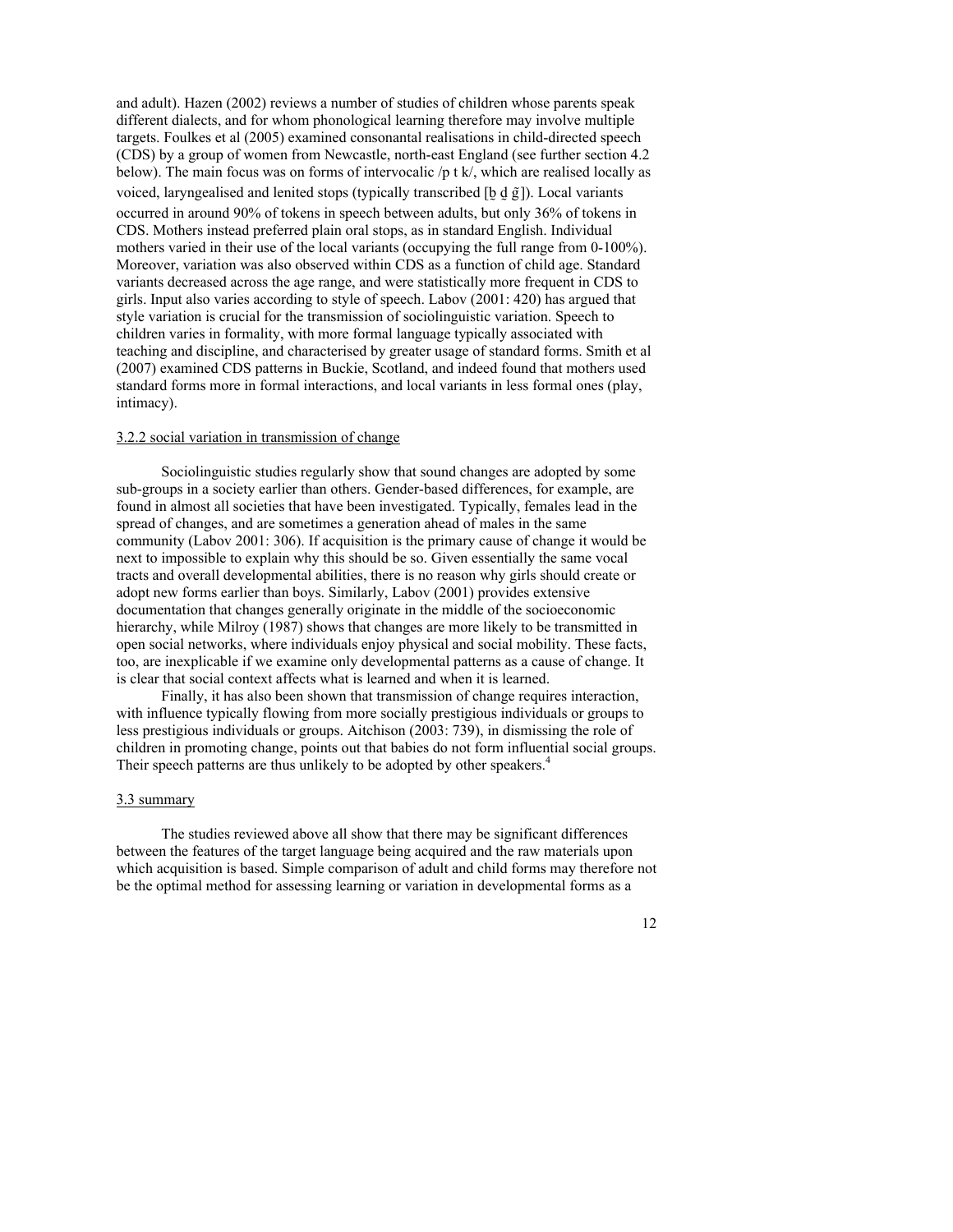and adult). Hazen (2002) reviews a number of studies of children whose parents speak different dialects, and for whom phonological learning therefore may involve multiple targets. Foulkes et al (2005) examined consonantal realisations in child-directed speech (CDS) by a group of women from Newcastle, north-east England (see further section 4.2 below). The main focus was on forms of intervocalic /p t k/, which are realised locally as voiced, laryngealised and lenited stops (typically transcribed [b̰ d̰ g̰]). Local variants occurred in around 90% of tokens in speech between adults, but only 36% of tokens in CDS. Mothers instead preferred plain oral stops, as in standard English. Individual mothers varied in their use of the local variants (occupying the full range from 0-100%). Moreover, variation was also observed within CDS as a function of child age. Standard variants decreased across the age range, and were statistically more frequent in CDS to girls. Input also varies according to style of speech. Labov (2001: 420) has argued that style variation is crucial for the transmission of sociolinguistic variation. Speech to children varies in formality, with more formal language typically associated with teaching and discipline, and characterised by greater usage of standard forms. Smith et al (2007) examined CDS patterns in Buckie, Scotland, and indeed found that mothers used standard forms more in formal interactions, and local variants in less formal ones (play, intimacy).

### 3.2.2 social variation in transmission of change

Sociolinguistic studies regularly show that sound changes are adopted by some sub-groups in a society earlier than others. Gender-based differences, for example, are found in almost all societies that have been investigated. Typically, females lead in the spread of changes, and are sometimes a generation ahead of males in the same community (Labov 2001: 306). If acquisition is the primary cause of change it would be next to impossible to explain why this should be so. Given essentially the same vocal tracts and overall developmental abilities, there is no reason why girls should create or adopt new forms earlier than boys. Similarly, Labov (2001) provides extensive documentation that changes generally originate in the middle of the socioeconomic hierarchy, while Milroy (1987) shows that changes are more likely to be transmitted in open social networks, where individuals enjoy physical and social mobility. These facts, too, are inexplicable if we examine only developmental patterns as a cause of change. It is clear that social context affects what is learned and when it is learned.

Finally, it has also been shown that transmission of change requires interaction, with influence typically flowing from more socially prestigious individuals or groups to less prestigious individuals or groups. Aitchison (2003: 739), in dismissing the role of children in promoting change, points out that babies do not form influential social groups. Their speech patterns are thus unlikely to be adopted by other speakers.[4]

### 3.3 summary

The studies reviewed above all show that there may be significant differences between the features of the target language being acquired and the raw materials upon which acquisition is based. Simple comparison of adult and child forms may therefore not be the optimal method for assessing learning or variation in developmental forms as a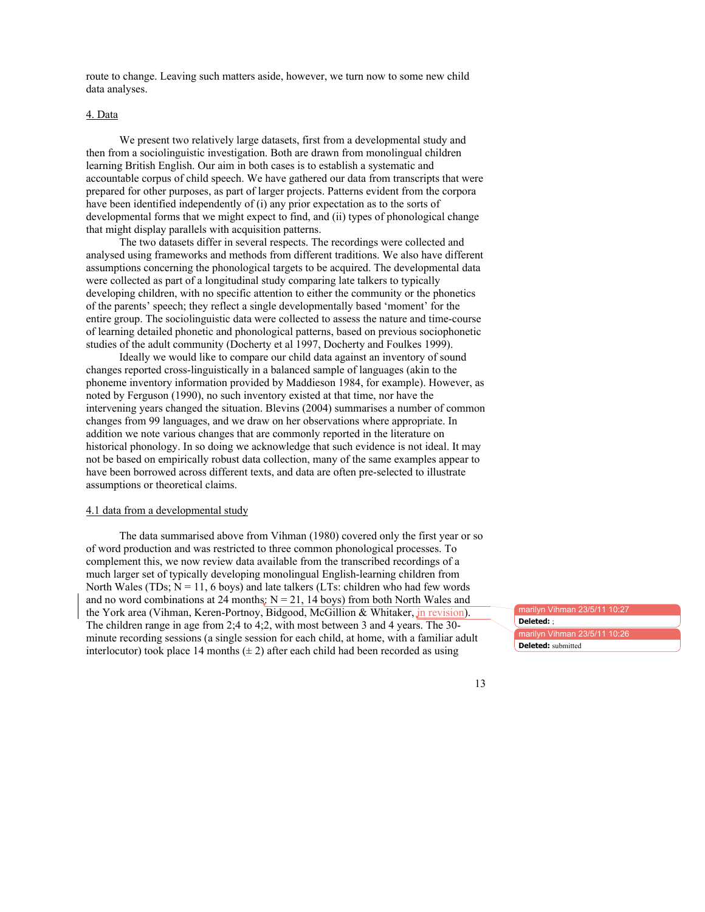route to change. Leaving such matters aside, however, we turn now to some new child data analyses.

## 4. Data

We present two relatively large datasets, first from a developmental study and then from a sociolinguistic investigation. Both are drawn from monolingual children learning British English. Our aim in both cases is to establish a systematic and accountable corpus of child speech. We have gathered our data from transcripts that were prepared for other purposes, as part of larger projects. Patterns evident from the corpora have been identified independently of (i) any prior expectation as to the sorts of developmental forms that we might expect to find, and (ii) types of phonological change that might display parallels with acquisition patterns.

The two datasets differ in several respects. The recordings were collected and analysed using frameworks and methods from different traditions. We also have different assumptions concerning the phonological targets to be acquired. The developmental data were collected as part of a longitudinal study comparing late talkers to typically developing children, with no specific attention to either the community or the phonetics of the parents' speech; they reflect a single developmentally based 'moment' for the entire group. The sociolinguistic data were collected to assess the nature and time-course of learning detailed phonetic and phonological patterns, based on previous sociophonetic studies of the adult community (Docherty et al 1997, Docherty and Foulkes 1999).

Ideally we would like to compare our child data against an inventory of sound changes reported cross-linguistically in a balanced sample of languages (akin to the phoneme inventory information provided by Maddieson 1984, for example). However, as noted by Ferguson (1990), no such inventory existed at that time, nor have the intervening years changed the situation. Blevins (2004) summarises a number of common changes from 99 languages, and we draw on her observations where appropriate. In addition we note various changes that are commonly reported in the literature on historical phonology. In so doing we acknowledge that such evidence is not ideal. It may not be based on empirically robust data collection, many of the same examples appear to have been borrowed across different texts, and data are often pre-selected to illustrate assumptions or theoretical claims.

### 4.1 data from a developmental study

The data summarised above from Vihman (1980) covered only the first year or so of word production and was restricted to three common phonological processes. To complement this, we now review data available from the transcribed recordings of a much larger set of typically developing monolingual English-learning children from North Wales (TDs; N = 11, 6 boys) and late talkers (LTs: children who had few words and no word combinations at 24 months, N = 21, 14 boys) from both North Wales and the York area (Vihman, Keren-Portnoy, Bidgood, McGillion & Whitaker, in revision). The children range in age from 2;4 to 4;2, with most between 3 and 4 years. The 30-minute recording sessions (a single session for each child, at home, with a familiar adult interlocutor) took place 14 months (± 2) after each child had been recorded as using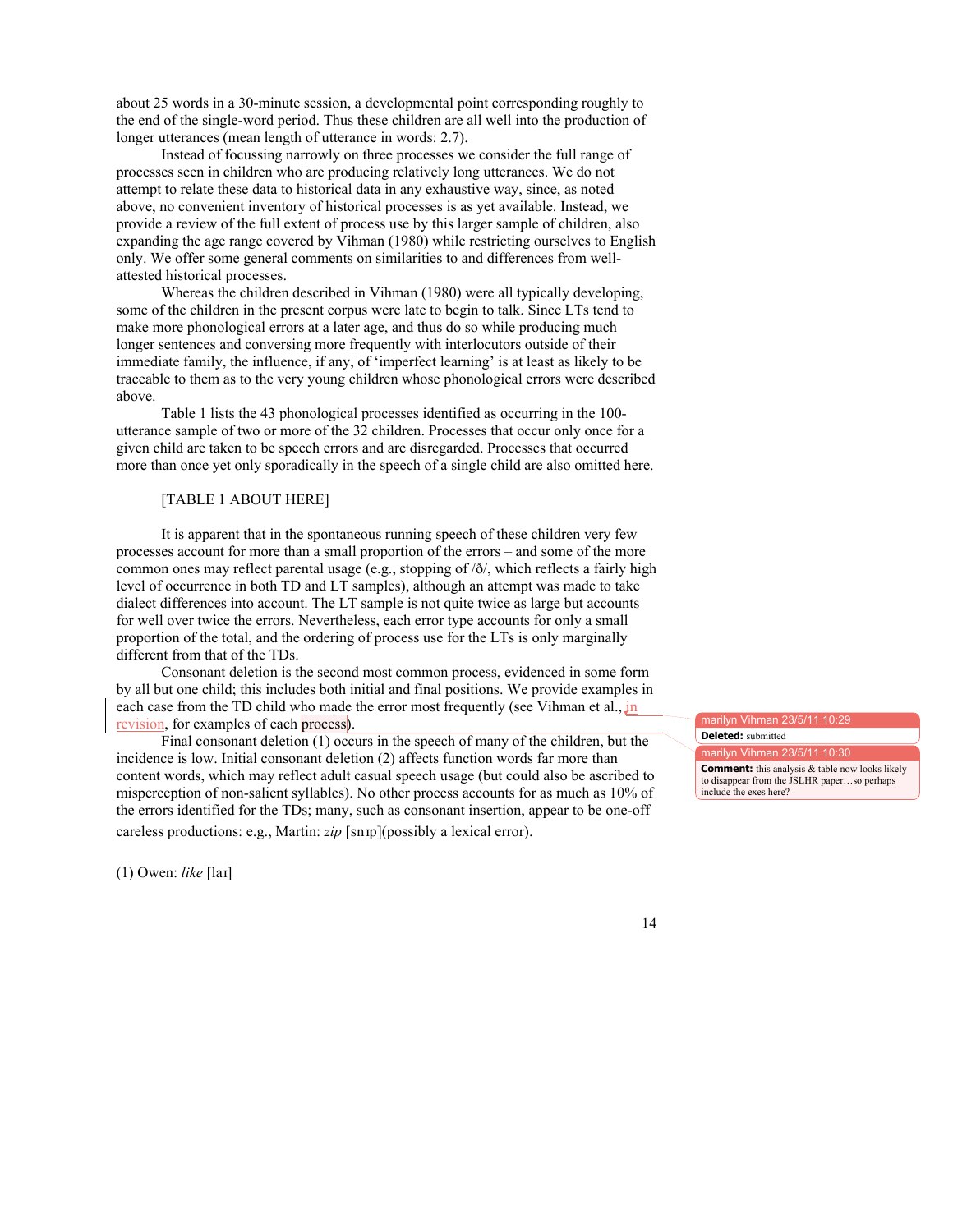about 25 words in a 30-minute session, a developmental point corresponding roughly to the end of the single-word period. Thus these children are all well into the production of longer utterances (mean length of utterance in words: 2.7).

Instead of focussing narrowly on three processes we consider the full range of processes seen in children who are producing relatively long utterances. We do not attempt to relate these data to historical data in any exhaustive way, since, as noted above, no convenient inventory of historical processes is as yet available. Instead, we provide a review of the full extent of process use by this larger sample of children, also expanding the age range covered by Vihman (1980) while restricting ourselves to English only. We offer some general comments on similarities to and differences from well-attested historical processes.

Whereas the children described in Vihman (1980) were all typically developing, some of the children in the present corpus were late to begin to talk. Since LTs tend to make more phonological errors at a later age, and thus do so while producing much longer sentences and conversing more frequently with interlocutors outside of their immediate family, the influence, if any, of 'imperfect learning' is at least as likely to be traceable to them as to the very young children whose phonological errors were described above.

Table 1 lists the 43 phonological processes identified as occurring in the 100-utterance sample of two or more of the 32 children. Processes that occur only once for a given child are taken to be speech errors and are disregarded. Processes that occurred more than once yet only sporadically in the speech of a single child are also omitted here.

[TABLE 1 ABOUT HERE]

It is apparent that in the spontaneous running speech of these children very few processes account for more than a small proportion of the errors – and some of the more common ones may reflect parental usage (e.g., stopping of /ð/, which reflects a fairly high level of occurrence in both TD and LT samples), although an attempt was made to take dialect differences into account. The LT sample is not quite twice as large but accounts for well over twice the errors. Nevertheless, each error type accounts for only a small proportion of the total, and the ordering of process use for the LTs is only marginally different from that of the TDs.

Consonant deletion is the second most common process, evidenced in some form by all but one child; this includes both initial and final positions. We provide examples in each case from the TD child who made the error most frequently (see Vihman et al., in revision, for examples of each process).

Final consonant deletion (1) occurs in the speech of many of the children, but the incidence is low. Initial consonant deletion (2) affects function words far more than content words, which may reflect adult casual speech usage (but could also be ascribed to misperception of non-salient syllables). No other process accounts for as much as 10% of the errors identified for the TDs; many, such as consonant insertion, appear to be one-off careless productions: e.g., Martin: *zip* [snɪp](possibly a lexical error).

(1) Owen: *like* [laɪ]

marilyn Vihman 23/5/11 10:29
**Deleted:** submitted

marilyn Vihman 23/5/11 10:30
**Comment:** this analysis & table now looks likely to disappear from the JSLHR paper…so perhaps include the exes here?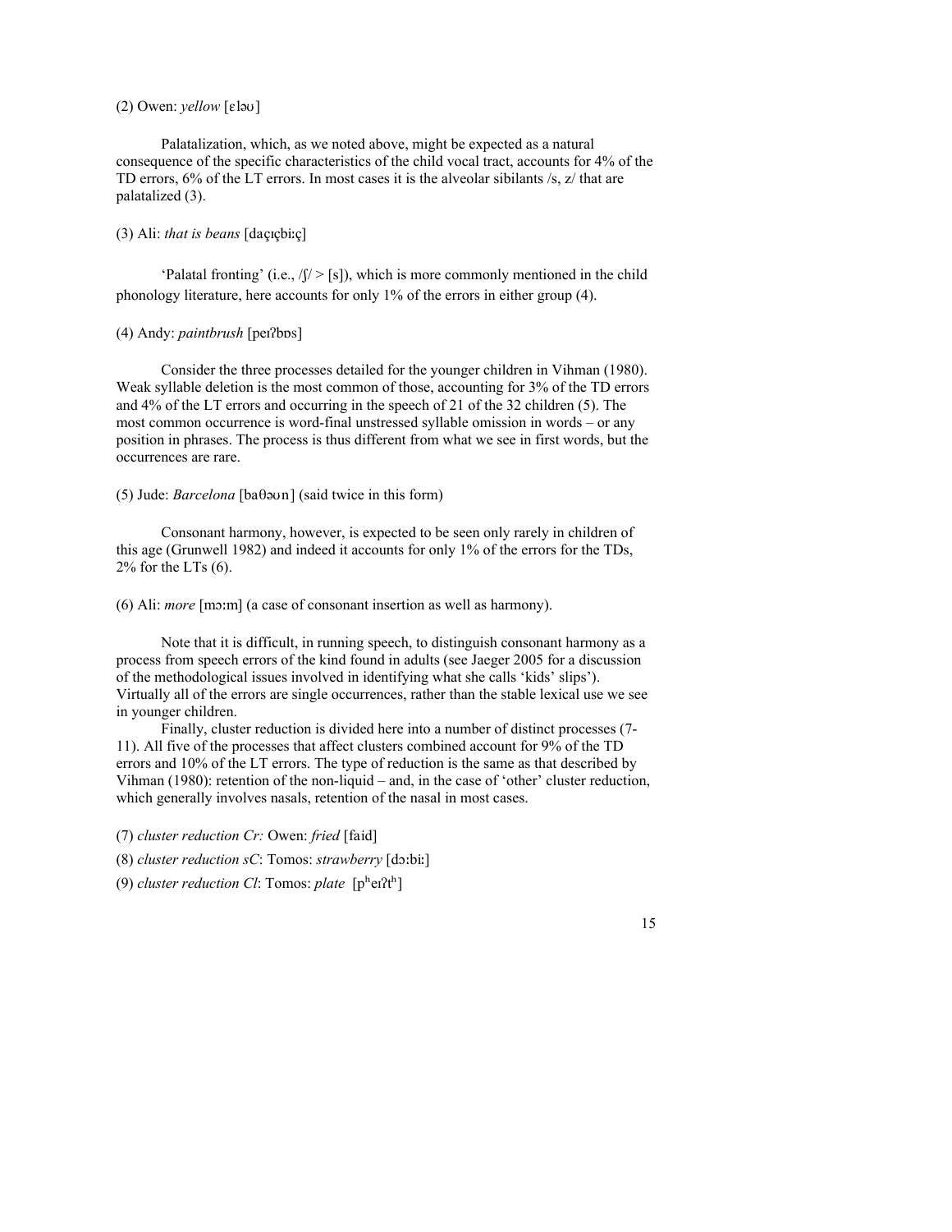(2) Owen: *yellow* [ɛləʊ]

Palatalization, which, as we noted above, might be expected as a natural consequence of the specific characteristics of the child vocal tract, accounts for 4% of the TD errors, 6% of the LT errors. In most cases it is the alveolar sibilants /s, z/ that are palatalized (3).

(3) Ali: *that is beans* [daçɪçbiːç]

'Palatal fronting' (i.e., /ʃ/ > [s]), which is more commonly mentioned in the child phonology literature, here accounts for only 1% of the errors in either group (4).

(4) Andy: *paintbrush* [peɪʔbɒs]

Consider the three processes detailed for the younger children in Vihman (1980). Weak syllable deletion is the most common of those, accounting for 3% of the TD errors and 4% of the LT errors and occurring in the speech of 21 of the 32 children (5). The most common occurrence is word-final unstressed syllable omission in words – or any position in phrases. The process is thus different from what we see in first words, but the occurrences are rare.

(5) Jude: *Barcelona* [baθəʊn] (said twice in this form)

Consonant harmony, however, is expected to be seen only rarely in children of this age (Grunwell 1982) and indeed it accounts for only 1% of the errors for the TDs, 2% for the LTs (6).

(6) Ali: *more* [mɔːm] (a case of consonant insertion as well as harmony).

Note that it is difficult, in running speech, to distinguish consonant harmony as a process from speech errors of the kind found in adults (see Jaeger 2005 for a discussion of the methodological issues involved in identifying what she calls 'kids' slips'). Virtually all of the errors are single occurrences, rather than the stable lexical use we see in younger children.

Finally, cluster reduction is divided here into a number of distinct processes (7-11). All five of the processes that affect clusters combined account for 9% of the TD errors and 10% of the LT errors. The type of reduction is the same as that described by Vihman (1980): retention of the non-liquid – and, in the case of 'other' cluster reduction, which generally involves nasals, retention of the nasal in most cases.

(7) *cluster reduction Cr:* Owen: *fried* [faid]

(8) *cluster reduction sC*: Tomos: *strawberry* [dɔːbiː]

(9) *cluster reduction Cl*: Tomos: *plate* [pʰeɪʔtʰ]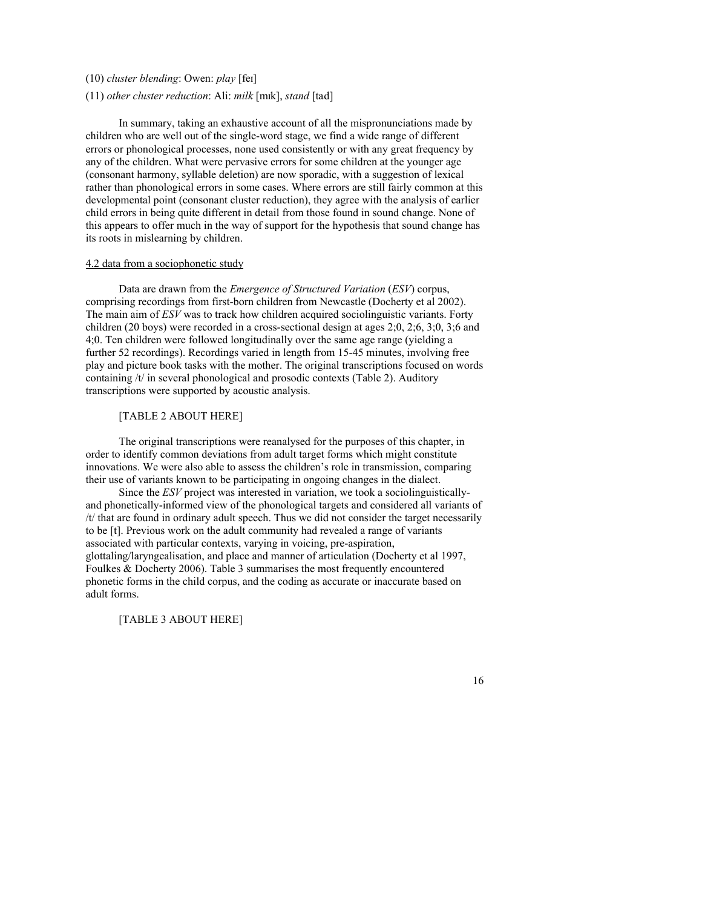(10) *cluster blending*: Owen: *play* [feɪ]

(11) *other cluster reduction*: Ali: *milk* [mɪk], *stand* [tad]

In summary, taking an exhaustive account of all the mispronunciations made by children who are well out of the single-word stage, we find a wide range of different errors or phonological processes, none used consistently or with any great frequency by any of the children. What were pervasive errors for some children at the younger age (consonant harmony, syllable deletion) are now sporadic, with a suggestion of lexical rather than phonological errors in some cases. Where errors are still fairly common at this developmental point (consonant cluster reduction), they agree with the analysis of earlier child errors in being quite different in detail from those found in sound change. None of this appears to offer much in the way of support for the hypothesis that sound change has its roots in mislearning by children.

### 4.2 data from a sociophonetic study

Data are drawn from the *Emergence of Structured Variation* (*ESV*) corpus, comprising recordings from first-born children from Newcastle (Docherty et al 2002). The main aim of *ESV* was to track how children acquired sociolinguistic variants. Forty children (20 boys) were recorded in a cross-sectional design at ages 2;0, 2;6, 3;0, 3;6 and 4;0. Ten children were followed longitudinally over the same age range (yielding a further 52 recordings). Recordings varied in length from 15-45 minutes, involving free play and picture book tasks with the mother. The original transcriptions focused on words containing /t/ in several phonological and prosodic contexts (Table 2). Auditory transcriptions were supported by acoustic analysis.

[TABLE 2 ABOUT HERE]

The original transcriptions were reanalysed for the purposes of this chapter, in order to identify common deviations from adult target forms which might constitute innovations. We were also able to assess the children's role in transmission, comparing their use of variants known to be participating in ongoing changes in the dialect.

Since the *ESV* project was interested in variation, we took a sociolinguistically- and phonetically-informed view of the phonological targets and considered all variants of /t/ that are found in ordinary adult speech. Thus we did not consider the target necessarily to be [t]. Previous work on the adult community had revealed a range of variants associated with particular contexts, varying in voicing, pre-aspiration, glottaling/laryngealisation, and place and manner of articulation (Docherty et al 1997, Foulkes & Docherty 2006). Table 3 summarises the most frequently encountered phonetic forms in the child corpus, and the coding as accurate or inaccurate based on adult forms.

[TABLE 3 ABOUT HERE]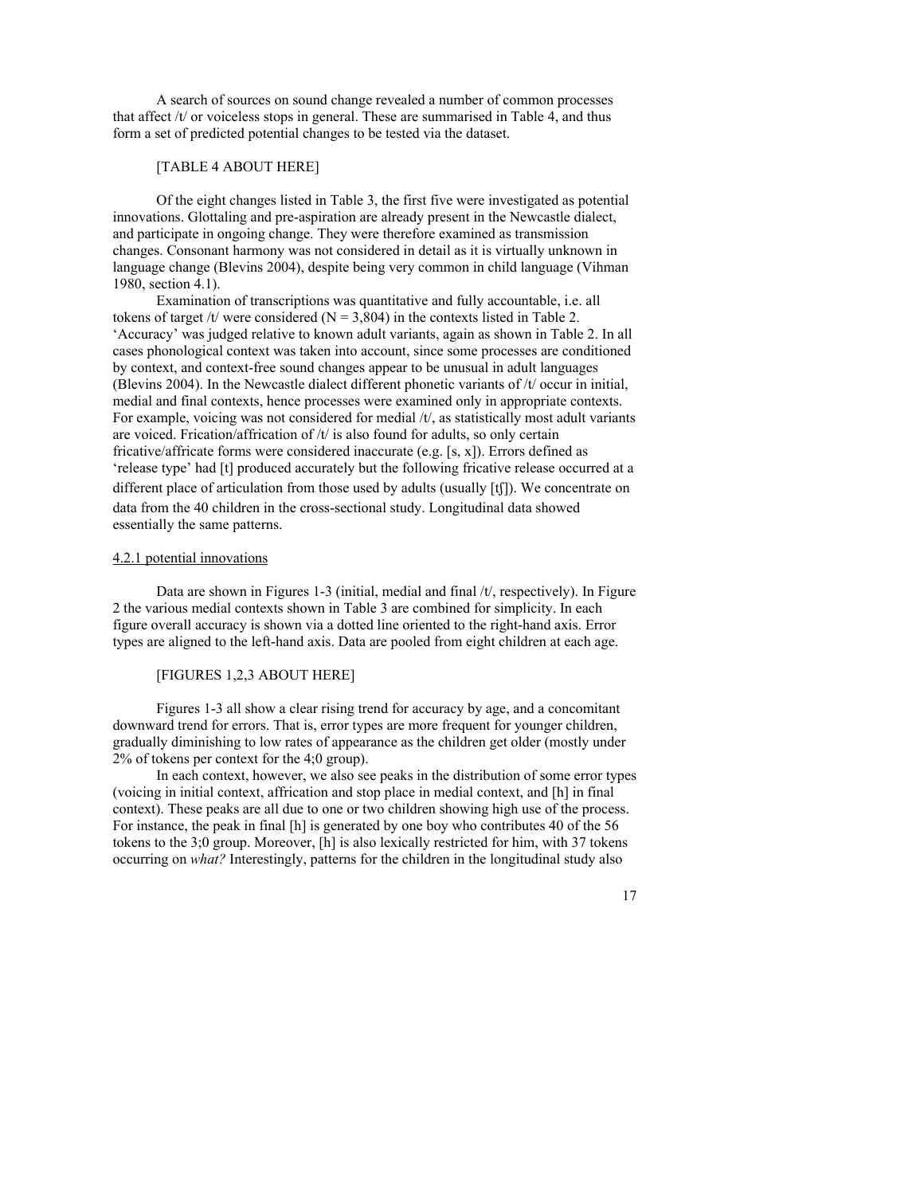A search of sources on sound change revealed a number of common processes that affect /t/ or voiceless stops in general. These are summarised in Table 4, and thus form a set of predicted potential changes to be tested via the dataset.

[TABLE 4 ABOUT HERE]

Of the eight changes listed in Table 3, the first five were investigated as potential innovations. Glottaling and pre-aspiration are already present in the Newcastle dialect, and participate in ongoing change. They were therefore examined as transmission changes. Consonant harmony was not considered in detail as it is virtually unknown in language change (Blevins 2004), despite being very common in child language (Vihman 1980, section 4.1).

Examination of transcriptions was quantitative and fully accountable, i.e. all tokens of target /t/ were considered (N = 3,804) in the contexts listed in Table 2. 'Accuracy' was judged relative to known adult variants, again as shown in Table 2. In all cases phonological context was taken into account, since some processes are conditioned by context, and context-free sound changes appear to be unusual in adult languages (Blevins 2004). In the Newcastle dialect different phonetic variants of /t/ occur in initial, medial and final contexts, hence processes were examined only in appropriate contexts. For example, voicing was not considered for medial /t/, as statistically most adult variants are voiced. Frication/affrication of /t/ is also found for adults, so only certain fricative/affricate forms were considered inaccurate (e.g. [s, x]). Errors defined as 'release type' had [t] produced accurately but the following fricative release occurred at a different place of articulation from those used by adults (usually [tʃ]). We concentrate on data from the 40 children in the cross-sectional study. Longitudinal data showed essentially the same patterns.

4.2.1 potential innovations

Data are shown in Figures 1-3 (initial, medial and final /t/, respectively). In Figure 2 the various medial contexts shown in Table 3 are combined for simplicity. In each figure overall accuracy is shown via a dotted line oriented to the right-hand axis. Error types are aligned to the left-hand axis. Data are pooled from eight children at each age.

[FIGURES 1,2,3 ABOUT HERE]

Figures 1-3 all show a clear rising trend for accuracy by age, and a concomitant downward trend for errors. That is, error types are more frequent for younger children, gradually diminishing to low rates of appearance as the children get older (mostly under 2% of tokens per context for the 4;0 group).

In each context, however, we also see peaks in the distribution of some error types (voicing in initial context, affrication and stop place in medial context, and [h] in final context). These peaks are all due to one or two children showing high use of the process. For instance, the peak in final [h] is generated by one boy who contributes 40 of the 56 tokens to the 3;0 group. Moreover, [h] is also lexically restricted for him, with 37 tokens occurring on *what?* Interestingly, patterns for the children in the longitudinal study also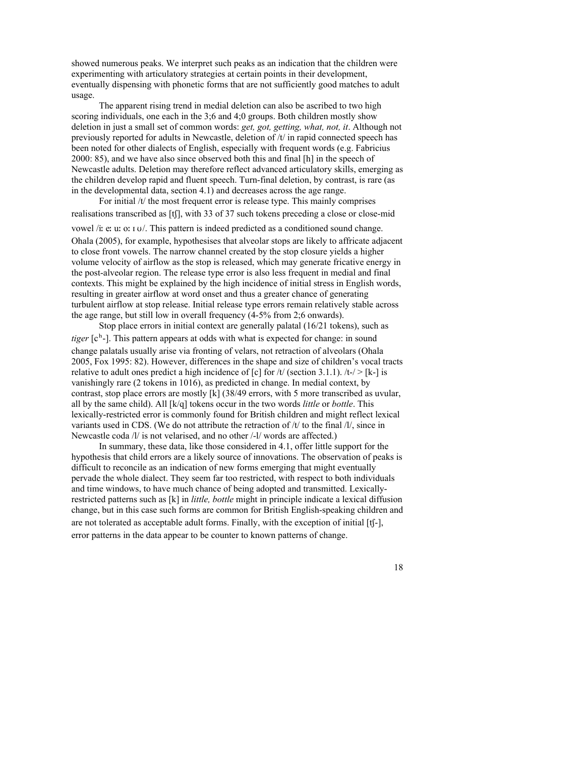showed numerous peaks. We interpret such peaks as an indication that the children were experimenting with articulatory strategies at certain points in their development, eventually dispensing with phonetic forms that are not sufficiently good matches to adult usage.

The apparent rising trend in medial deletion can also be ascribed to two high scoring individuals, one each in the 3;6 and 4;0 groups. Both children mostly show deletion in just a small set of common words: *get, got, getting, what, not, it*. Although not previously reported for adults in Newcastle, deletion of /t/ in rapid connected speech has been noted for other dialects of English, especially with frequent words (e.g. Fabricius 2000: 85), and we have also since observed both this and final [h] in the speech of Newcastle adults. Deletion may therefore reflect advanced articulatory skills, emerging as the children develop rapid and fluent speech. Turn-final deletion, by contrast, is rare (as in the developmental data, section 4.1) and decreases across the age range.

For initial /t/ the most frequent error is release type. This mainly comprises realisations transcribed as [tʃ], with 33 of 37 such tokens preceding a close or close-mid vowel /iː eː uː oː ɪ ʊ/. This pattern is indeed predicted as a conditioned sound change. Ohala (2005), for example, hypothesises that alveolar stops are likely to affricate adjacent to close front vowels. The narrow channel created by the stop closure yields a higher volume velocity of airflow as the stop is released, which may generate fricative energy in the post-alveolar region. The release type error is also less frequent in medial and final contexts. This might be explained by the high incidence of initial stress in English words, resulting in greater airflow at word onset and thus a greater chance of generating turbulent airflow at stop release. Initial release type errors remain relatively stable across the age range, but still low in overall frequency (4-5% from 2;6 onwards).

Stop place errors in initial context are generally palatal (16/21 tokens), such as *tiger* [cʰ-]. This pattern appears at odds with what is expected for change: in sound change palatals usually arise via fronting of velars, not retraction of alveolars (Ohala 2005, Fox 1995: 82). However, differences in the shape and size of children's vocal tracts relative to adult ones predict a high incidence of [c] for /t/ (section 3.1.1). /t-/ > [k-] is vanishingly rare (2 tokens in 1016), as predicted in change. In medial context, by contrast, stop place errors are mostly [k] (38/49 errors, with 5 more transcribed as uvular, all by the same child). All [k/q] tokens occur in the two words *little* or *bottle*. This lexically-restricted error is commonly found for British children and might reflect lexical variants used in CDS. (We do not attribute the retraction of /t/ to the final /l/, since in Newcastle coda /l/ is not velarised, and no other /-l/ words are affected.)

In summary, these data, like those considered in 4.1, offer little support for the hypothesis that child errors are a likely source of innovations. The observation of peaks is difficult to reconcile as an indication of new forms emerging that might eventually pervade the whole dialect. They seem far too restricted, with respect to both individuals and time windows, to have much chance of being adopted and transmitted. Lexically-restricted patterns such as [k] in *little, bottle* might in principle indicate a lexical diffusion change, but in this case such forms are common for British English-speaking children and are not tolerated as acceptable adult forms. Finally, with the exception of initial [tʃ-], error patterns in the data appear to be counter to known patterns of change.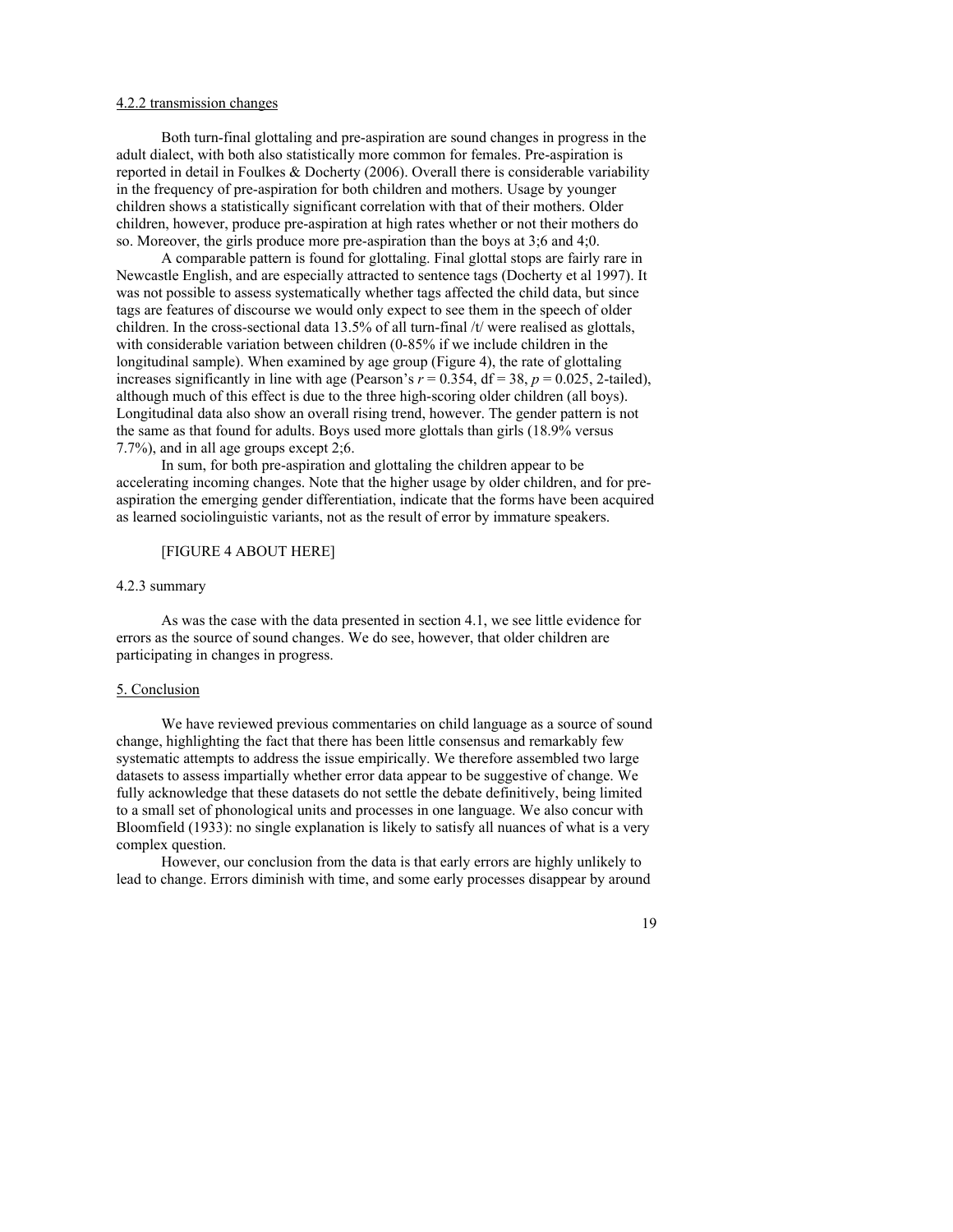#### 4.2.2 transmission changes

Both turn-final glottaling and pre-aspiration are sound changes in progress in the adult dialect, with both also statistically more common for females. Pre-aspiration is reported in detail in Foulkes & Docherty (2006). Overall there is considerable variability in the frequency of pre-aspiration for both children and mothers. Usage by younger children shows a statistically significant correlation with that of their mothers. Older children, however, produce pre-aspiration at high rates whether or not their mothers do so. Moreover, the girls produce more pre-aspiration than the boys at 3;6 and 4;0.

A comparable pattern is found for glottaling. Final glottal stops are fairly rare in Newcastle English, and are especially attracted to sentence tags (Docherty et al 1997). It was not possible to assess systematically whether tags affected the child data, but since tags are features of discourse we would only expect to see them in the speech of older children. In the cross-sectional data 13.5% of all turn-final /t/ were realised as glottals, with considerable variation between children (0-85% if we include children in the longitudinal sample). When examined by age group (Figure 4), the rate of glottaling increases significantly in line with age (Pearson's $r = 0.354$, df = 38, $p = 0.025$, 2-tailed), although much of this effect is due to the three high-scoring older children (all boys). Longitudinal data also show an overall rising trend, however. The gender pattern is not the same as that found for adults. Boys used more glottals than girls (18.9% versus 7.7%), and in all age groups except 2;6.

In sum, for both pre-aspiration and glottaling the children appear to be accelerating incoming changes. Note that the higher usage by older children, and for pre-aspiration the emerging gender differentiation, indicate that the forms have been acquired as learned sociolinguistic variants, not as the result of error by immature speakers.

[FIGURE 4 ABOUT HERE]

#### 4.2.3 summary

As was the case with the data presented in section 4.1, we see little evidence for errors as the source of sound changes. We do see, however, that older children are participating in changes in progress.

## 5. Conclusion

We have reviewed previous commentaries on child language as a source of sound change, highlighting the fact that there has been little consensus and remarkably few systematic attempts to address the issue empirically. We therefore assembled two large datasets to assess impartially whether error data appear to be suggestive of change. We fully acknowledge that these datasets do not settle the debate definitively, being limited to a small set of phonological units and processes in one language. We also concur with Bloomfield (1933): no single explanation is likely to satisfy all nuances of what is a very complex question.

However, our conclusion from the data is that early errors are highly unlikely to lead to change. Errors diminish with time, and some early processes disappear by around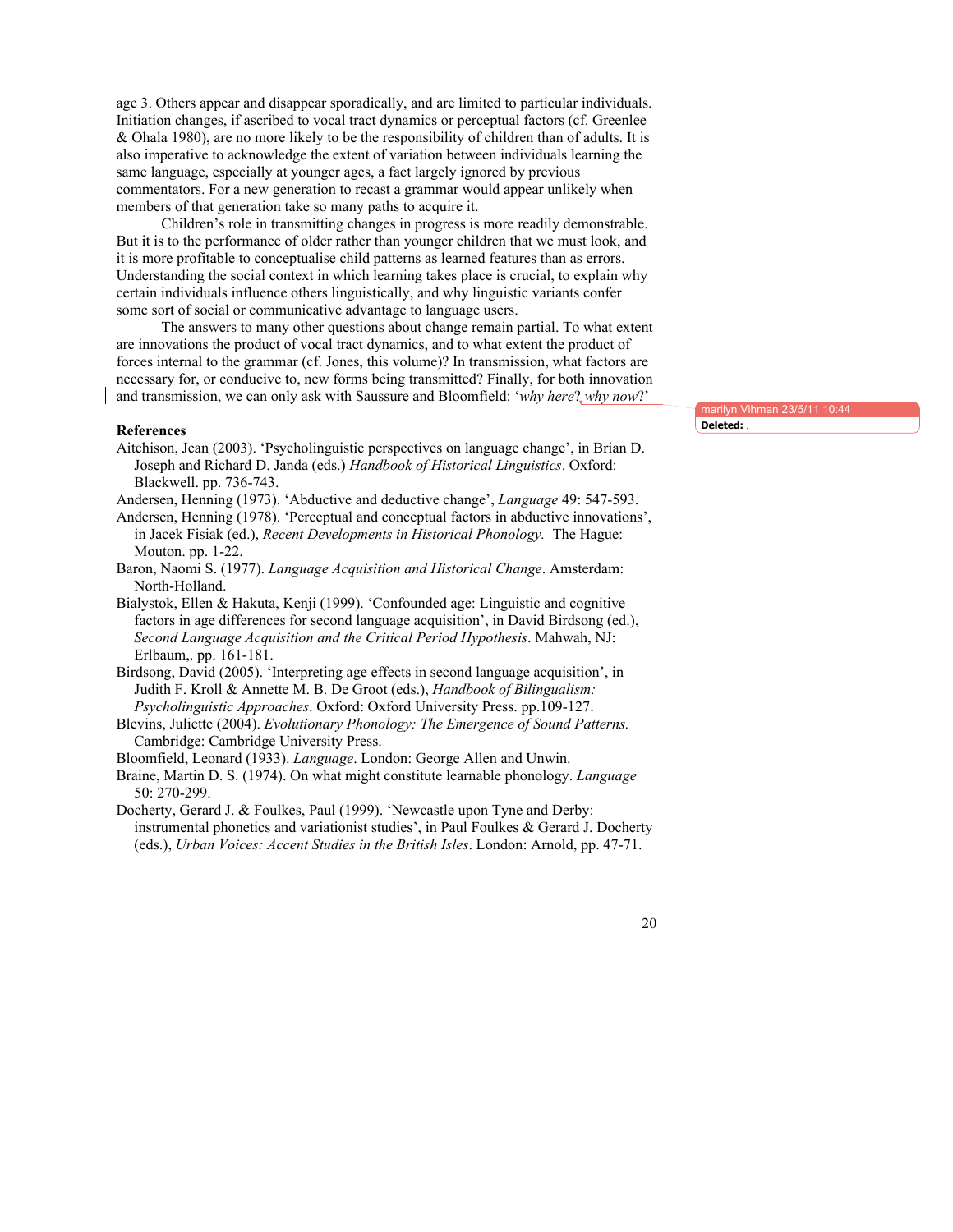age 3. Others appear and disappear sporadically, and are limited to particular individuals. Initiation changes, if ascribed to vocal tract dynamics or perceptual factors (cf. Greenlee & Ohala 1980), are no more likely to be the responsibility of children than of adults. It is also imperative to acknowledge the extent of variation between individuals learning the same language, especially at younger ages, a fact largely ignored by previous commentators. For a new generation to recast a grammar would appear unlikely when members of that generation take so many paths to acquire it.

Children's role in transmitting changes in progress is more readily demonstrable. But it is to the performance of older rather than younger children that we must look, and it is more profitable to conceptualise child patterns as learned features than as errors. Understanding the social context in which learning takes place is crucial, to explain why certain individuals influence others linguistically, and why linguistic variants confer some sort of social or communicative advantage to language users.

The answers to many other questions about change remain partial. To what extent are innovations the product of vocal tract dynamics, and to what extent the product of forces internal to the grammar (cf. Jones, this volume)? In transmission, what factors are necessary for, or conducive to, new forms being transmitted? Finally, for both innovation and transmission, we can only ask with Saussure and Bloomfield: '*why here*? *why now*?'

marilyn Vihman 23/5/11 10:44
**Deleted:** ,

**References**

Aitchison, Jean (2003). 'Psycholinguistic perspectives on language change', in Brian D. Joseph and Richard D. Janda (eds.) *Handbook of Historical Linguistics*. Oxford: Blackwell. pp. 736-743.

Andersen, Henning (1973). 'Abductive and deductive change', *Language* 49: 547-593.

Andersen, Henning (1978). 'Perceptual and conceptual factors in abductive innovations', in Jacek Fisiak (ed.), *Recent Developments in Historical Phonology.* The Hague: Mouton. pp. 1-22.

Baron, Naomi S. (1977). *Language Acquisition and Historical Change*. Amsterdam: North-Holland.

Bialystok, Ellen & Hakuta, Kenji (1999). 'Confounded age: Linguistic and cognitive factors in age differences for second language acquisition', in David Birdsong (ed.), *Second Language Acquisition and the Critical Period Hypothesis*. Mahwah, NJ: Erlbaum,. pp. 161-181.

Birdsong, David (2005). 'Interpreting age effects in second language acquisition', in Judith F. Kroll & Annette M. B. De Groot (eds.), *Handbook of Bilingualism: Psycholinguistic Approaches*. Oxford: Oxford University Press. pp.109-127.

Blevins, Juliette (2004). *Evolutionary Phonology: The Emergence of Sound Patterns.* Cambridge: Cambridge University Press.

Bloomfield, Leonard (1933). *Language*. London: George Allen and Unwin.

Braine, Martin D. S. (1974). On what might constitute learnable phonology. *Language* 50: 270-299.

Docherty, Gerard J. & Foulkes, Paul (1999). 'Newcastle upon Tyne and Derby: instrumental phonetics and variationist studies', in Paul Foulkes & Gerard J. Docherty (eds.), *Urban Voices: Accent Studies in the British Isles*. London: Arnold, pp. 47-71.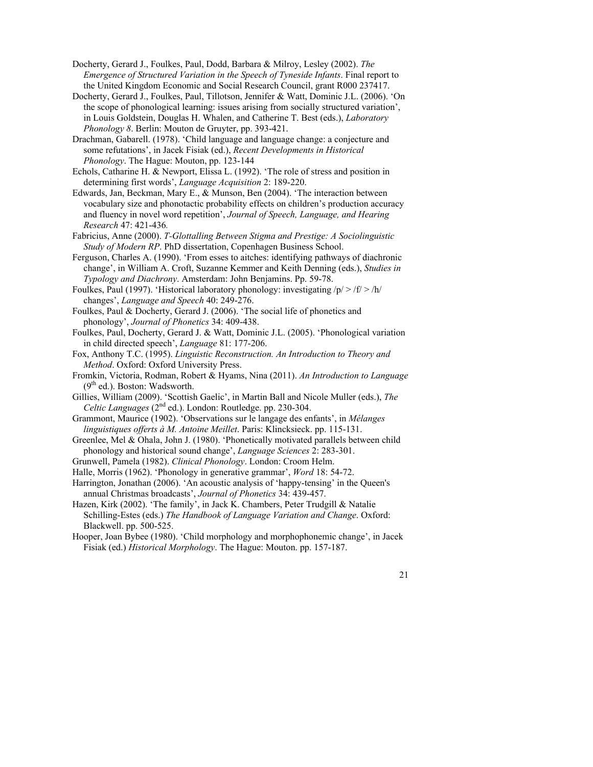Docherty, Gerard J., Foulkes, Paul, Dodd, Barbara & Milroy, Lesley (2002). *The Emergence of Structured Variation in the Speech of Tyneside Infants*. Final report to the United Kingdom Economic and Social Research Council, grant R000 237417.

Docherty, Gerard J., Foulkes, Paul, Tillotson, Jennifer & Watt, Dominic J.L. (2006). 'On the scope of phonological learning: issues arising from socially structured variation', in Louis Goldstein, Douglas H. Whalen, and Catherine T. Best (eds.), *Laboratory Phonology 8*. Berlin: Mouton de Gruyter, pp. 393-421.

Drachman, Gabarell. (1978). 'Child language and language change: a conjecture and some refutations', in Jacek Fisiak (ed.), *Recent Developments in Historical Phonology*. The Hague: Mouton, pp. 123-144

Echols, Catharine H. & Newport, Elissa L. (1992). 'The role of stress and position in determining first words', *Language Acquisition* 2: 189-220.

Edwards, Jan, Beckman, Mary E., & Munson, Ben (2004). 'The interaction between vocabulary size and phonotactic probability effects on children's production accuracy and fluency in novel word repetition', *Journal of Speech, Language, and Hearing Research* 47: 421-436.

Fabricius, Anne (2000). *T-Glottalling Between Stigma and Prestige: A Sociolinguistic Study of Modern RP*. PhD dissertation, Copenhagen Business School.

Ferguson, Charles A. (1990). 'From esses to aitches: identifying pathways of diachronic change', in William A. Croft, Suzanne Kemmer and Keith Denning (eds.), *Studies in Typology and Diachrony*. Amsterdam: John Benjamins. Pp. 59-78.

Foulkes, Paul (1997). 'Historical laboratory phonology: investigating /p/ > /f/ > /h/ changes', *Language and Speech* 40: 249-276.

Foulkes, Paul & Docherty, Gerard J. (2006). 'The social life of phonetics and phonology', *Journal of Phonetics* 34: 409-438.

Foulkes, Paul, Docherty, Gerard J. & Watt, Dominic J.L. (2005). 'Phonological variation in child directed speech', *Language* 81: 177-206.

Fox, Anthony T.C. (1995). *Linguistic Reconstruction. An Introduction to Theory and Method*. Oxford: Oxford University Press.

Fromkin, Victoria, Rodman, Robert & Hyams, Nina (2011). *An Introduction to Language* (9th ed.). Boston: Wadsworth.

Gillies, William (2009). 'Scottish Gaelic', in Martin Ball and Nicole Muller (eds.), *The Celtic Languages* (2nd ed.). London: Routledge. pp. 230-304.

Grammont, Maurice (1902). 'Observations sur le langage des enfants', in *Mélanges linguistiques offerts à M. Antoine Meillet*. Paris: Klincksieck. pp. 115-131.

Greenlee, Mel & Ohala, John J. (1980). 'Phonetically motivated parallels between child phonology and historical sound change', *Language Sciences* 2: 283-301.

Grunwell, Pamela (1982). *Clinical Phonology*. London: Croom Helm.

Halle, Morris (1962). 'Phonology in generative grammar', *Word* 18: 54-72.

Harrington, Jonathan (2006). 'An acoustic analysis of 'happy-tensing' in the Queen's annual Christmas broadcasts', *Journal of Phonetics* 34: 439-457.

Hazen, Kirk (2002). 'The family', in Jack K. Chambers, Peter Trudgill & Natalie Schilling-Estes (eds.) *The Handbook of Language Variation and Change*. Oxford: Blackwell. pp. 500-525.

Hooper, Joan Bybee (1980). 'Child morphology and morphophonemic change', in Jacek Fisiak (ed.) *Historical Morphology*. The Hague: Mouton. pp. 157-187.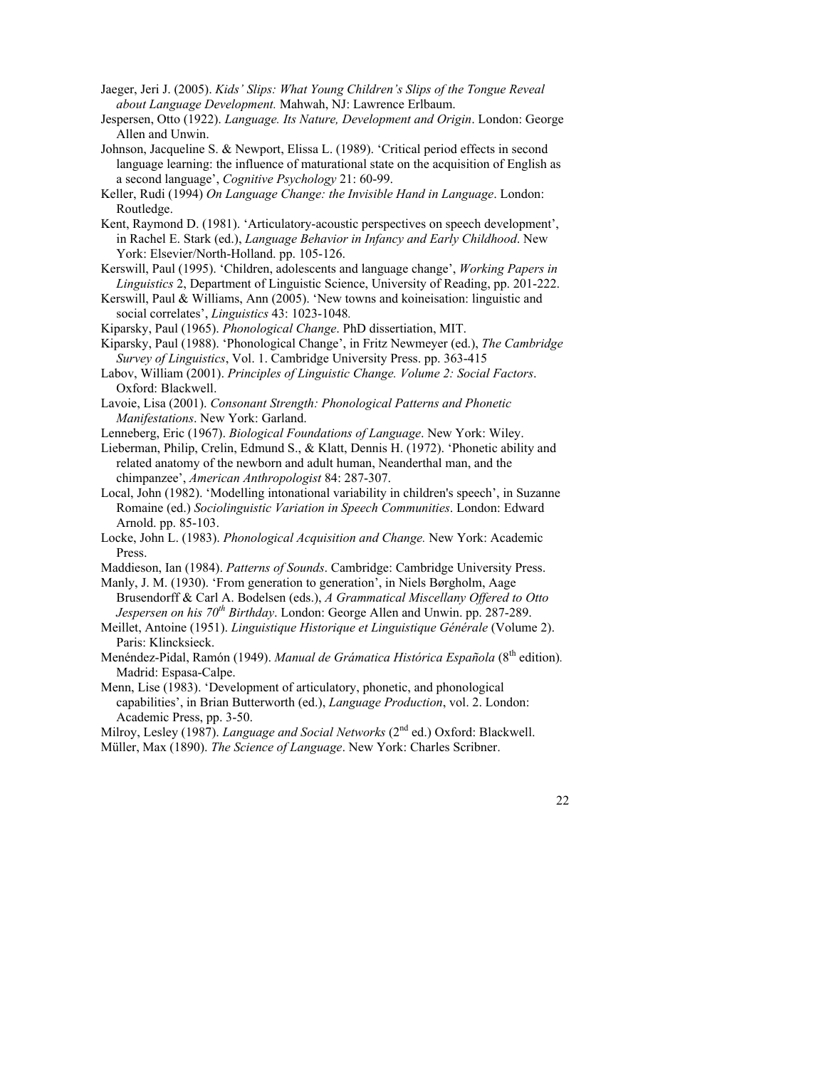Jaeger, Jeri J. (2005). *Kids' Slips: What Young Children's Slips of the Tongue Reveal about Language Development.* Mahwah, NJ: Lawrence Erlbaum.

Jespersen, Otto (1922). *Language. Its Nature, Development and Origin*. London: George Allen and Unwin.

Johnson, Jacqueline S. & Newport, Elissa L. (1989). 'Critical period effects in second language learning: the influence of maturational state on the acquisition of English as a second language', *Cognitive Psychology* 21: 60-99.

Keller, Rudi (1994) *On Language Change: the Invisible Hand in Language*. London: Routledge.

Kent, Raymond D. (1981). 'Articulatory-acoustic perspectives on speech development', in Rachel E. Stark (ed.), *Language Behavior in Infancy and Early Childhood*. New York: Elsevier/North-Holland. pp. 105-126.

Kerswill, Paul (1995). 'Children, adolescents and language change', *Working Papers in Linguistics* 2, Department of Linguistic Science, University of Reading, pp. 201-222.

Kerswill, Paul & Williams, Ann (2005). 'New towns and koineisation: linguistic and social correlates', *Linguistics* 43: 1023-1048.

Kiparsky, Paul (1965). *Phonological Change*. PhD dissertiation, MIT.

Kiparsky, Paul (1988). 'Phonological Change', in Fritz Newmeyer (ed.), *The Cambridge Survey of Linguistics*, Vol. 1. Cambridge University Press. pp. 363-415

Labov, William (2001). *Principles of Linguistic Change. Volume 2: Social Factors*. Oxford: Blackwell.

Lavoie, Lisa (2001). *Consonant Strength: Phonological Patterns and Phonetic Manifestations*. New York: Garland.

Lenneberg, Eric (1967). *Biological Foundations of Language*. New York: Wiley.

Lieberman, Philip, Crelin, Edmund S., & Klatt, Dennis H. (1972). 'Phonetic ability and related anatomy of the newborn and adult human, Neanderthal man, and the chimpanzee', *American Anthropologist* 84: 287-307.

Local, John (1982). 'Modelling intonational variability in children's speech', in Suzanne Romaine (ed.) *Sociolinguistic Variation in Speech Communities*. London: Edward Arnold. pp. 85-103.

Locke, John L. (1983). *Phonological Acquisition and Change.* New York: Academic Press.

Maddieson, Ian (1984). *Patterns of Sounds*. Cambridge: Cambridge University Press.

Manly, J. M. (1930). 'From generation to generation', in Niels Bøgholm, Aage Brusendorff & Carl A. Bodelsen (eds.), *A Grammatical Miscellany Offered to Otto Jespersen on his 70th Birthday*. London: George Allen and Unwin. pp. 287-289.

Meillet, Antoine (1951). *Linguistique Historique et Linguistique Générale* (Volume 2). Paris: Klincksieck.

Menéndez-Pidal, Ramón (1949). *Manual de Grámatica Histórica Española* (8th edition). Madrid: Espasa-Calpe.

Menn, Lise (1983). 'Development of articulatory, phonetic, and phonological capabilities', in Brian Butterworth (ed.), *Language Production*, vol. 2. London: Academic Press, pp. 3-50.

Milroy, Lesley (1987). *Language and Social Networks* (2nd ed.) Oxford: Blackwell.

Müller, Max (1890). *The Science of Language*. New York: Charles Scribner.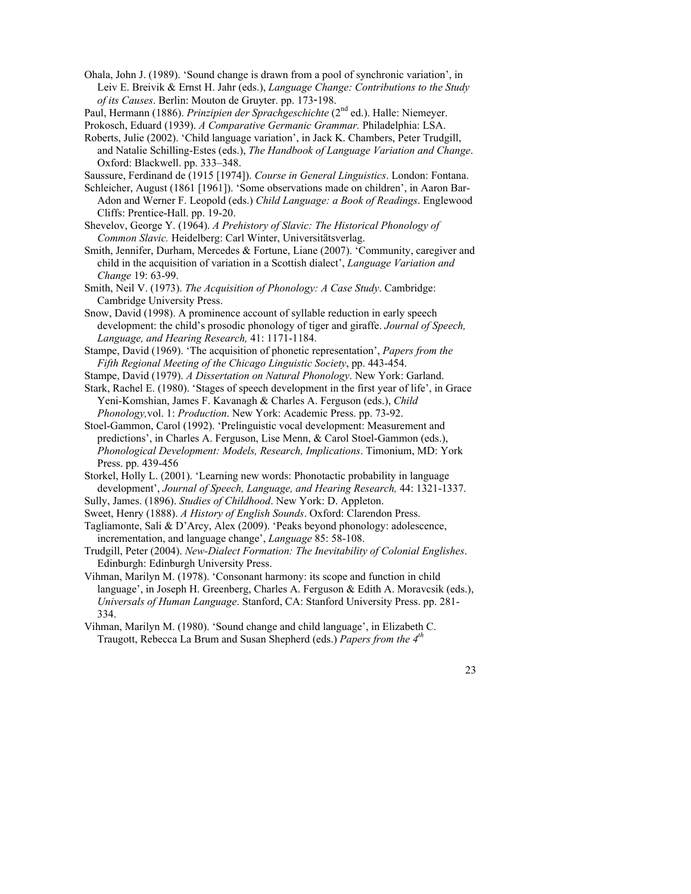Ohala, John J. (1989). 'Sound change is drawn from a pool of synchronic variation', in Leiv E. Breivik & Ernst H. Jahr (eds.), *Language Change: Contributions to the Study of its Causes*. Berlin: Mouton de Gruyter. pp. 173-198.

Paul, Hermann (1886). *Prinzipien der Sprachgeschichte* (2nd ed.). Halle: Niemeyer.

Prokosch, Eduard (1939). *A Comparative Germanic Grammar.* Philadelphia: LSA.

Roberts, Julie (2002). 'Child language variation', in Jack K. Chambers, Peter Trudgill, and Natalie Schilling-Estes (eds.), *The Handbook of Language Variation and Change*. Oxford: Blackwell. pp. 333–348.

Saussure, Ferdinand de (1915 [1974]). *Course in General Linguistics*. London: Fontana.

Schleicher, August (1861 [1961]). 'Some observations made on children', in Aaron Bar-Adon and Werner F. Leopold (eds.) *Child Language: a Book of Readings*. Englewood Cliffs: Prentice-Hall. pp. 19-20.

Shevelov, George Y. (1964). *A Prehistory of Slavic: The Historical Phonology of Common Slavic.* Heidelberg: Carl Winter, Universitätsverlag.

Smith, Jennifer, Durham, Mercedes & Fortune, Liane (2007). 'Community, caregiver and child in the acquisition of variation in a Scottish dialect', *Language Variation and Change* 19: 63-99.

Smith, Neil V. (1973). *The Acquisition of Phonology: A Case Study*. Cambridge: Cambridge University Press.

Snow, David (1998). A prominence account of syllable reduction in early speech development: the child's prosodic phonology of tiger and giraffe. *Journal of Speech, Language, and Hearing Research,* 41: 1171-1184.

Stampe, David (1969). 'The acquisition of phonetic representation', *Papers from the Fifth Regional Meeting of the Chicago Linguistic Society*, pp. 443-454.

Stampe, David (1979). *A Dissertation on Natural Phonology*. New York: Garland.

Stark, Rachel E. (1980). 'Stages of speech development in the first year of life', in Grace Yeni-Komshian, James F. Kavanagh & Charles A. Ferguson (eds.), *Child Phonology,*vol. 1: *Production*. New York: Academic Press. pp. 73-92.

Stoel-Gammon, Carol (1992). 'Prelinguistic vocal development: Measurement and predictions', in Charles A. Ferguson, Lise Menn, & Carol Stoel-Gammon (eds.), *Phonological Development: Models, Research, Implications*. Timonium, MD: York Press. pp. 439-456

Storkel, Holly L. (2001). 'Learning new words: Phonotactic probability in language development', *Journal of Speech, Language, and Hearing Research,* 44: 1321-1337.

Sully, James. (1896). *Studies of Childhood*. New York: D. Appleton.

Sweet, Henry (1888). *A History of English Sounds*. Oxford: Clarendon Press.

Tagliamonte, Sali & D'Arcy, Alex (2009). 'Peaks beyond phonology: adolescence, incrementation, and language change', *Language* 85: 58-108.

Trudgill, Peter (2004). *New-Dialect Formation: The Inevitability of Colonial Englishes*. Edinburgh: Edinburgh University Press.

Vihman, Marilyn M. (1978). 'Consonant harmony: its scope and function in child language', in Joseph H. Greenberg, Charles A. Ferguson & Edith A. Moravcsik (eds.), *Universals of Human Language*. Stanford, CA: Stanford University Press. pp. 281-334.

Vihman, Marilyn M. (1980). 'Sound change and child language', in Elizabeth C. Traugott, Rebecca La Brum and Susan Shepherd (eds.) *Papers from the 4th*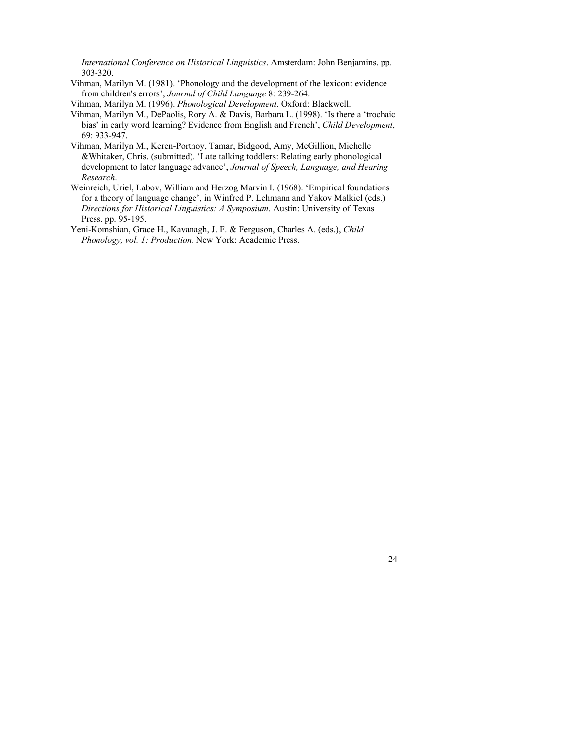*International Conference on Historical Linguistics*. Amsterdam: John Benjamins. pp. 303-320.

Vihman, Marilyn M. (1981). 'Phonology and the development of the lexicon: evidence from children's errors', *Journal of Child Language* 8: 239-264.

Vihman, Marilyn M. (1996). *Phonological Development*. Oxford: Blackwell.

Vihman, Marilyn M., DePaolis, Rory A. & Davis, Barbara L. (1998). 'Is there a 'trochaic bias' in early word learning? Evidence from English and French', *Child Development*, 69: 933-947.

Vihman, Marilyn M., Keren-Portnoy, Tamar, Bidgood, Amy, McGillion, Michelle &Whitaker, Chris. (submitted). 'Late talking toddlers: Relating early phonological development to later language advance', *Journal of Speech, Language, and Hearing Research*.

Weinreich, Uriel, Labov, William and Herzog Marvin I. (1968). 'Empirical foundations for a theory of language change', in Winfred P. Lehmann and Yakov Malkiel (eds.) *Directions for Historical Linguistics: A Symposium*. Austin: University of Texas Press. pp. 95-195.

Yeni-Komshian, Grace H., Kavanagh, J. F. & Ferguson, Charles A. (eds.), *Child Phonology, vol. 1: Production.* New York: Academic Press.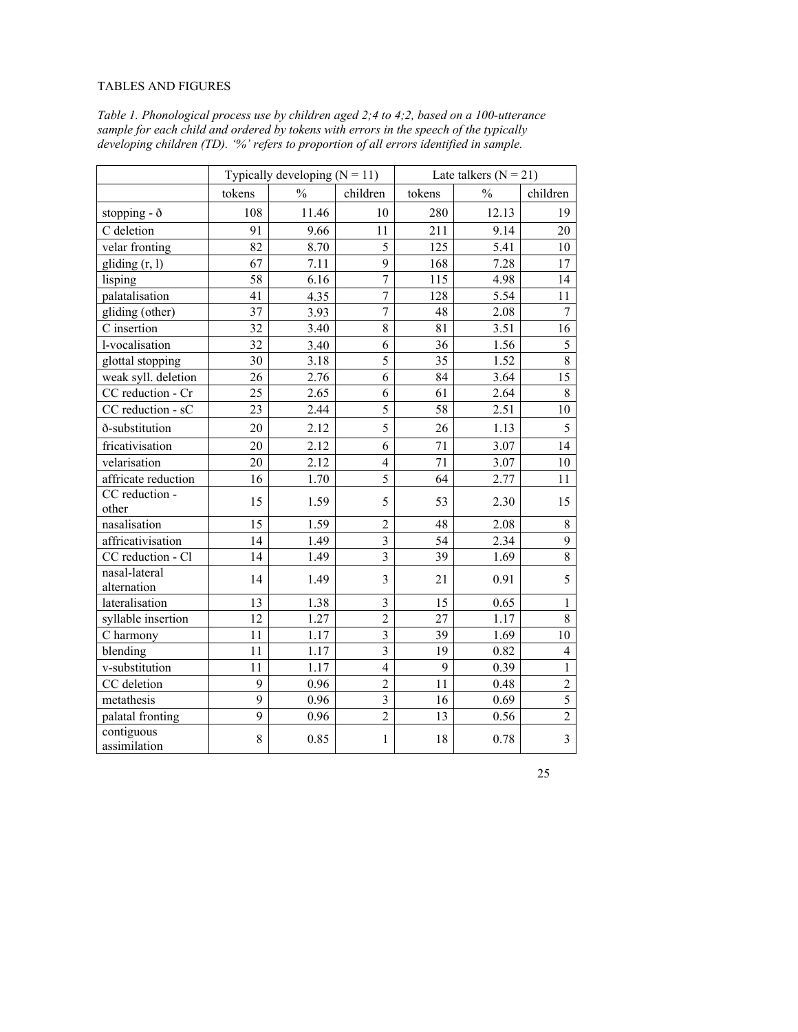TABLES AND FIGURES

*Table 1. Phonological process use by children aged 2;4 to 4;2, based on a 100-utterance sample for each child and ordered by tokens with errors in the speech of the typically developing children (TD). '%' refers to proportion of all errors identified in sample.*

| | Typically developing (N = 11) | | | Late talkers (N = 21) | | |
|---|---|---|---|---|---|---|
| | tokens | % | children | tokens | % | children |
| stopping - ð | 108 | 11.46 | 10 | 280 | 12.13 | 19 |
| C deletion | 91 | 9.66 | 11 | 211 | 9.14 | 20 |
| velar fronting | 82 | 8.70 | 5 | 125 | 5.41 | 10 |
| gliding (r, l) | 67 | 7.11 | 9 | 168 | 7.28 | 17 |
| lisping | 58 | 6.16 | 7 | 115 | 4.98 | 14 |
| palatalisation | 41 | 4.35 | 7 | 128 | 5.54 | 11 |
| gliding (other) | 37 | 3.93 | 7 | 48 | 2.08 | 7 |
| C insertion | 32 | 3.40 | 8 | 81 | 3.51 | 16 |
| l-vocalisation | 32 | 3.40 | 6 | 36 | 1.56 | 5 |
| glottal stopping | 30 | 3.18 | 5 | 35 | 1.52 | 8 |
| weak syll. deletion | 26 | 2.76 | 6 | 84 | 3.64 | 15 |
| CC reduction - Cr | 25 | 2.65 | 6 | 61 | 2.64 | 8 |
| CC reduction - sC | 23 | 2.44 | 5 | 58 | 2.51 | 10 |
| ð-substitution | 20 | 2.12 | 5 | 26 | 1.13 | 5 |
| fricativisation | 20 | 2.12 | 6 | 71 | 3.07 | 14 |
| velarisation | 20 | 2.12 | 4 | 71 | 3.07 | 10 |
| affricate reduction | 16 | 1.70 | 5 | 64 | 2.77 | 11 |
| CC reduction - other | 15 | 1.59 | 5 | 53 | 2.30 | 15 |
| nasalisation | 15 | 1.59 | 2 | 48 | 2.08 | 8 |
| affricativisation | 14 | 1.49 | 3 | 54 | 2.34 | 9 |
| CC reduction - Cl | 14 | 1.49 | 3 | 39 | 1.69 | 8 |
| nasal-lateral alternation | 14 | 1.49 | 3 | 21 | 0.91 | 5 |
| lateralisation | 13 | 1.38 | 3 | 15 | 0.65 | 1 |
| syllable insertion | 12 | 1.27 | 2 | 27 | 1.17 | 8 |
| C harmony | 11 | 1.17 | 3 | 39 | 1.69 | 10 |
| blending | 11 | 1.17 | 3 | 19 | 0.82 | 4 |
| v-substitution | 11 | 1.17 | 4 | 9 | 0.39 | 1 |
| CC deletion | 9 | 0.96 | 2 | 11 | 0.48 | 2 |
| metathesis | 9 | 0.96 | 3 | 16 | 0.69 | 5 |
| palatal fronting | 9 | 0.96 | 2 | 13 | 0.56 | 2 |
| contiguous assimilation | 8 | 0.85 | 1 | 18 | 0.78 | 3 |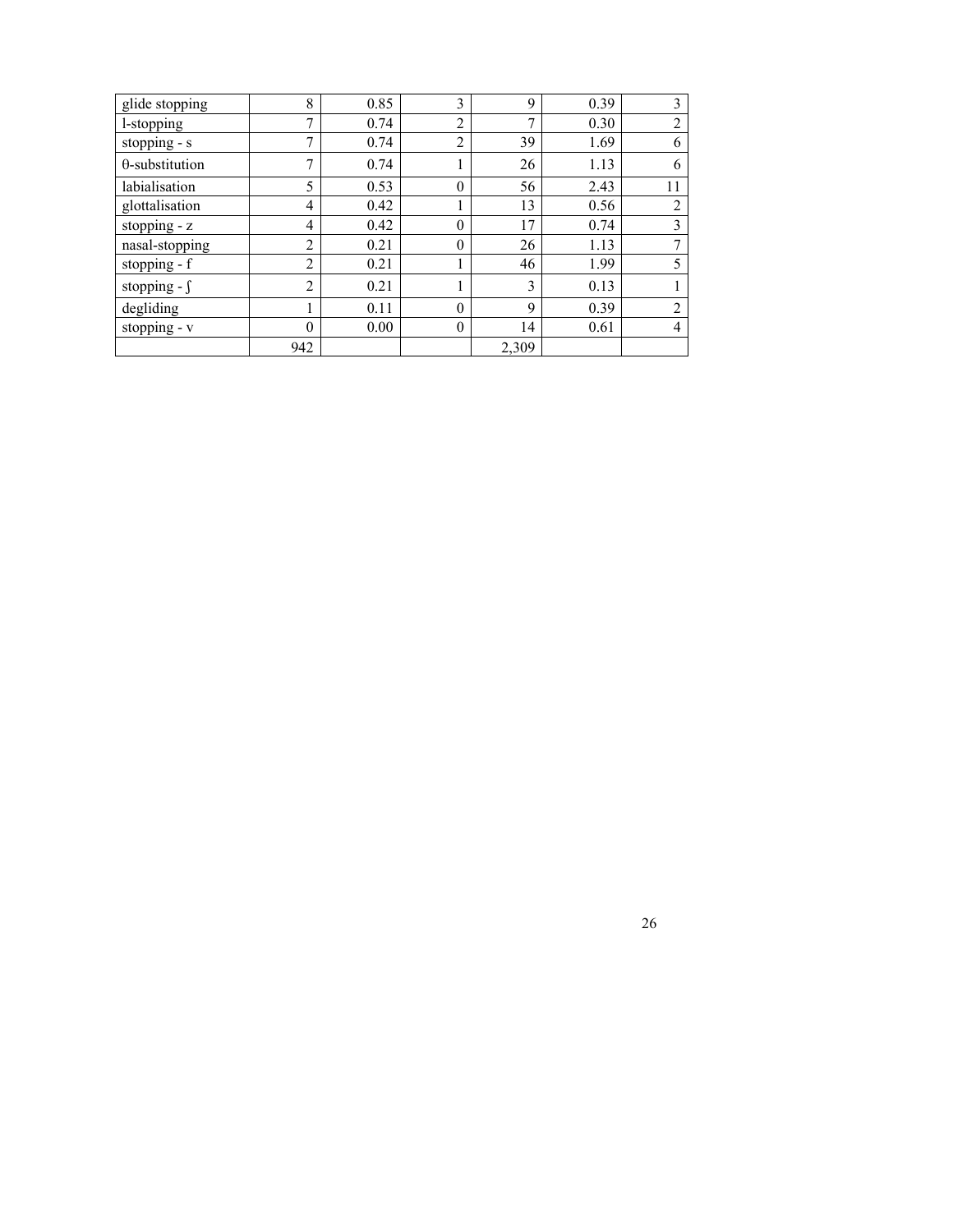| | | | | | | |
|---|---|---|---|---|---|---|
| glide stopping | 8 | 0.85 | 3 | 9 | 0.39 | 3 |
| l-stopping | 7 | 0.74 | 2 | 7 | 0.30 | 2 |
| stopping - s | 7 | 0.74 | 2 | 39 | 1.69 | 6 |
| θ-substitution | 7 | 0.74 | 1 | 26 | 1.13 | 6 |
| labialisation | 5 | 0.53 | 0 | 56 | 2.43 | 11 |
| glottalisation | 4 | 0.42 | 1 | 13 | 0.56 | 2 |
| stopping - z | 4 | 0.42 | 0 | 17 | 0.74 | 3 |
| nasal-stopping | 2 | 0.21 | 0 | 26 | 1.13 | 7 |
| stopping - f | 2 | 0.21 | 1 | 46 | 1.99 | 5 |
| stopping - ʃ | 2 | 0.21 | 1 | 3 | 0.13 | 1 |
| degliding | 1 | 0.11 | 0 | 9 | 0.39 | 2 |
| stopping - v | 0 | 0.00 | 0 | 14 | 0.61 | 4 |
| | 942 | | | 2,309 | | |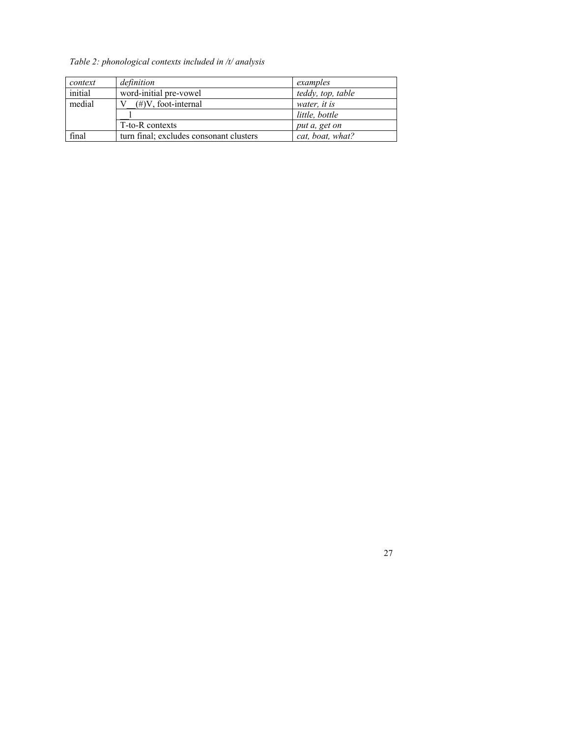*Table 2: phonological contexts included in /t/ analysis*

| *context* | *definition* | *examples* |
|---|---|---|
| initial | word-initial pre-vowel | *teddy, top, table* |
| medial | V__(#)V, foot-internal | *water, it is* |
| | __l | *little, bottle* |
| | T-to-R contexts | *put a, get on* |
| final | turn final; excludes consonant clusters | *cat, boat, what?* |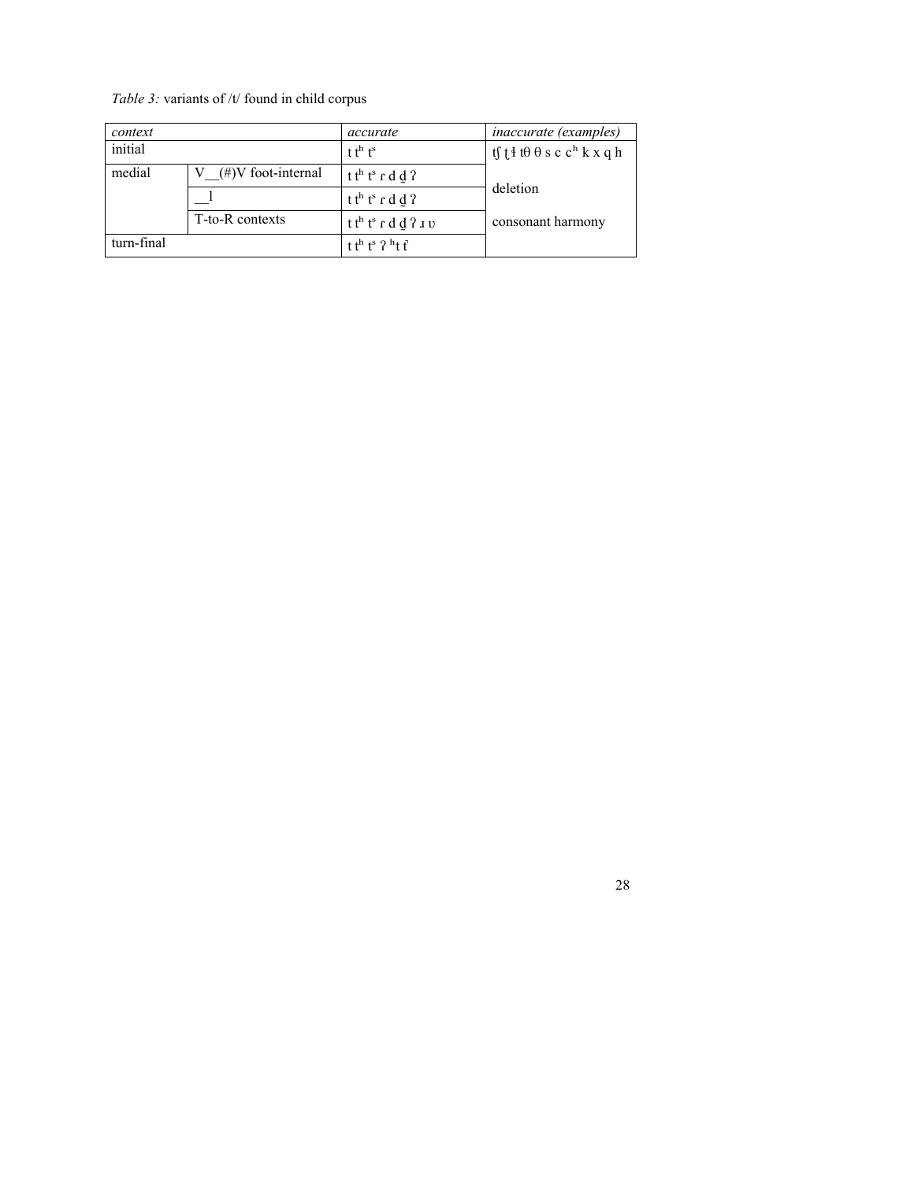*Table 3:* variants of /t/ found in child corpus

| *context* | | *accurate* | *inaccurate (examples)* |
|---|---|---|---|
| initial | | t tʰ tˢ | tʃ ʈ ɬ tθ θ s c cʰ k x q h |
| medial | V__(#)V foot-internal | t tʰ tˢ ɾ d d̰ ʔ | deletion |
| | __l | t tʰ tˢ ɾ d d̰ ʔ | |
| | T-to-R contexts | t tʰ tˢ ɾ d d̰ ʔ ɹ ʊ | consonant harmony |
| turn-final | | t tʰ tˢ ʔ ʰt tʼ | |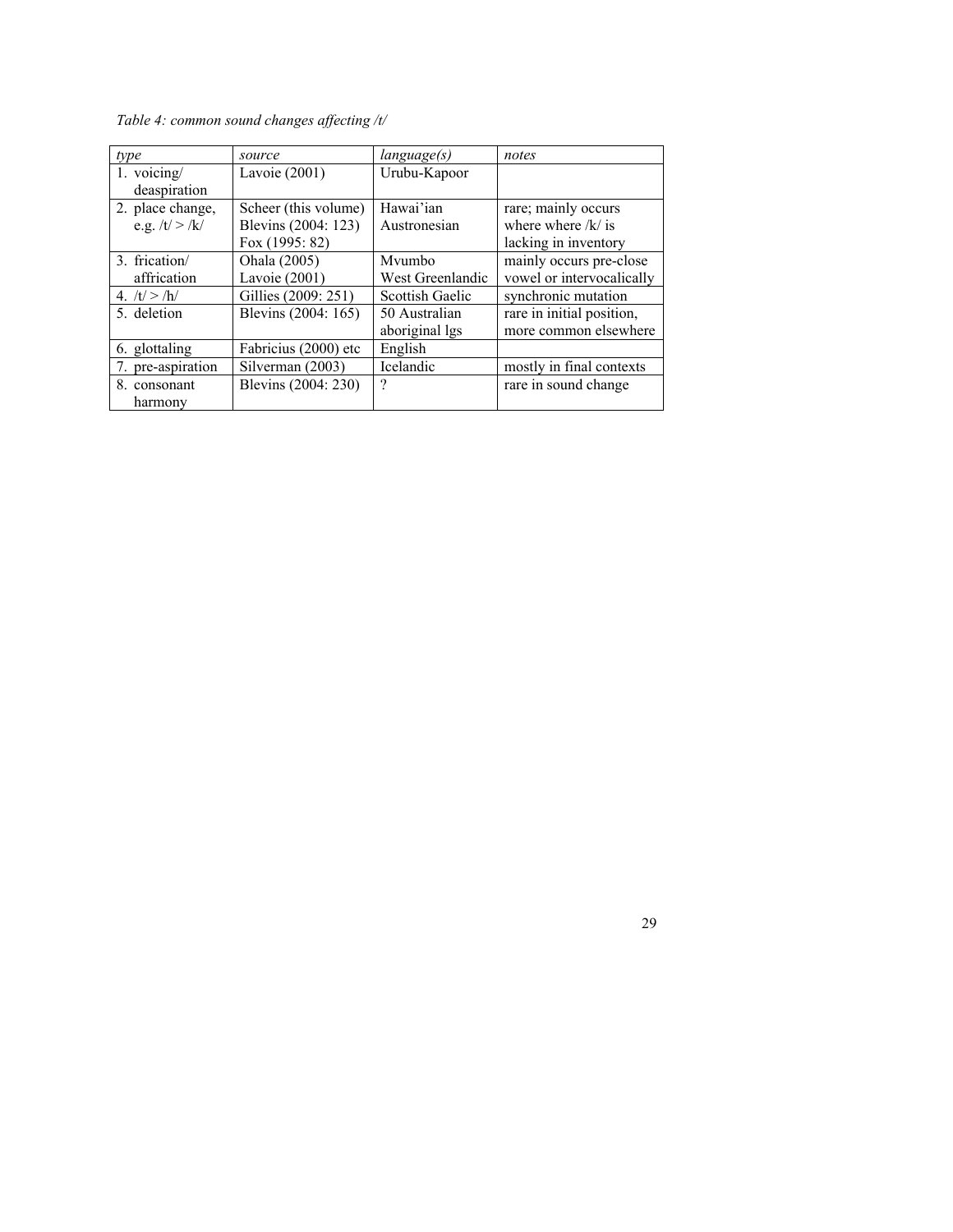*Table 4: common sound changes affecting /t/*

| *type* | *source* | *language(s)* | *notes* |
|---|---|---|---|
| 1. voicing/ deaspiration | Lavoie (2001) | Urubu-Kapoor | |
| 2. place change, e.g. /t/ > /k/ | Scheer (this volume) Blevins (2004: 123) Fox (1995: 82) | Hawai'ian Austronesian | rare; mainly occurs where where /k/ is lacking in inventory |
| 3. frication/ affrication | Ohala (2005) Lavoie (2001) | Mvumbo West Greenlandic | mainly occurs pre-close vowel or intervocalically |
| 4. /t/ > /h/ | Gillies (2009: 251) | Scottish Gaelic | synchronic mutation |
| 5. deletion | Blevins (2004: 165) | 50 Australian aboriginal lgs | rare in initial position, more common elsewhere |
| 6. glottaling | Fabricius (2000) etc | English | |
| 7. pre-aspiration | Silverman (2003) | Icelandic | mostly in final contexts |
| 8. consonant harmony | Blevins (2004: 230) | ? | rare in sound change |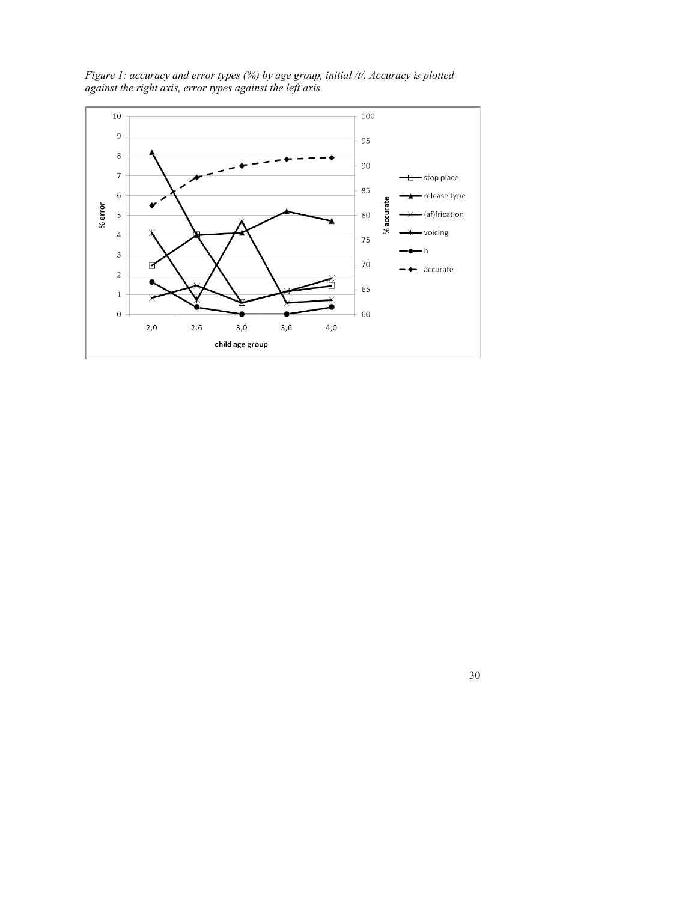*Figure 1: accuracy and error types (%) by age group, initial /t/. Accuracy is plotted against the right axis, error types against the left axis.*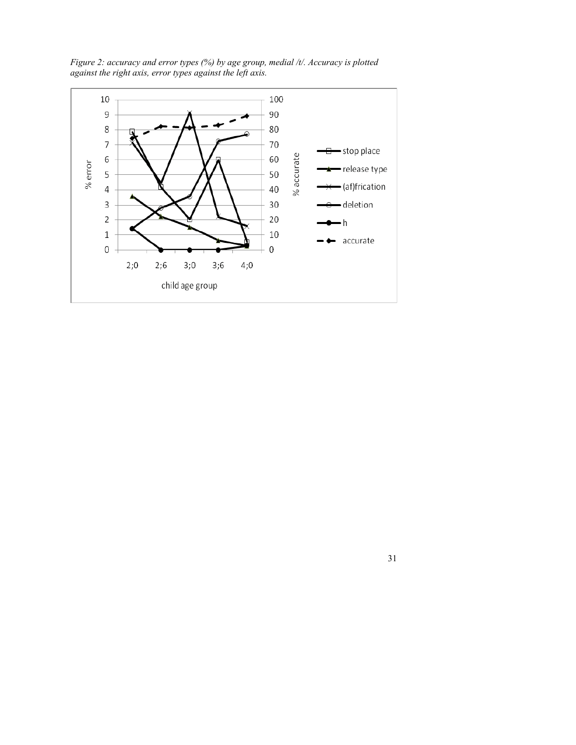*Figure 2: accuracy and error types (%) by age group, medial /t/. Accuracy is plotted against the right axis, error types against the left axis.*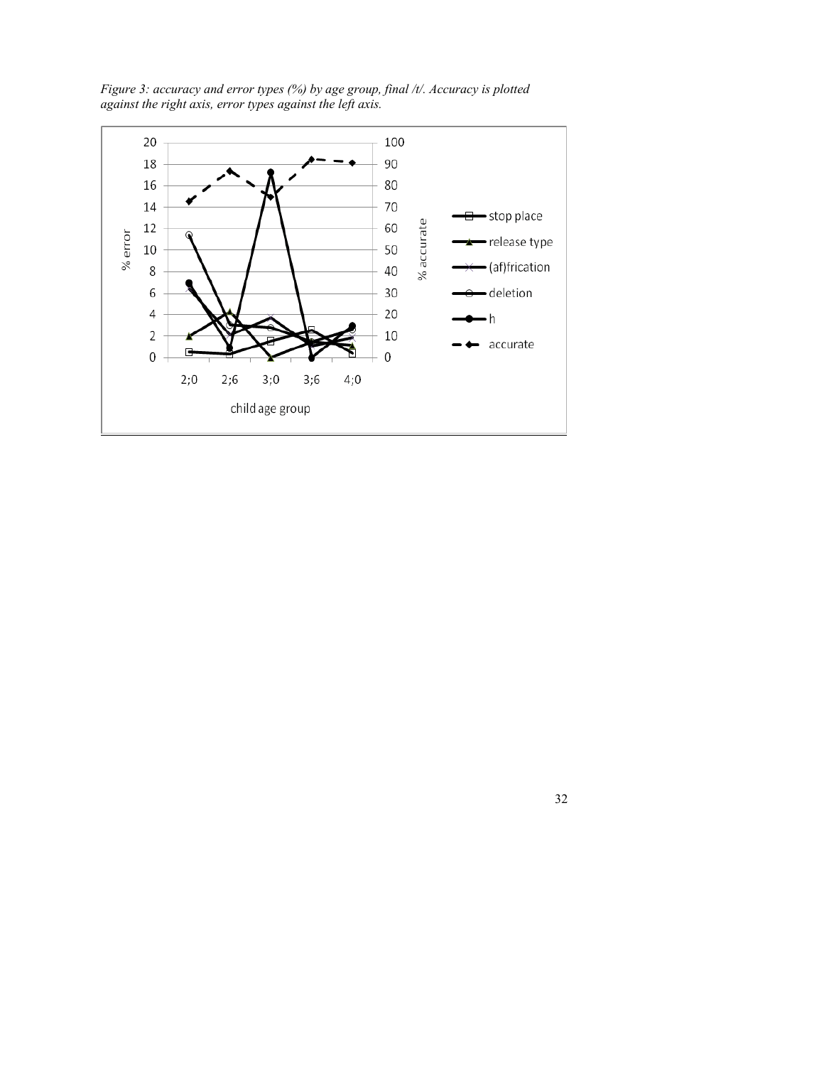*Figure 3: accuracy and error types (%) by age group, final /t/. Accuracy is plotted against the right axis, error types against the left axis.*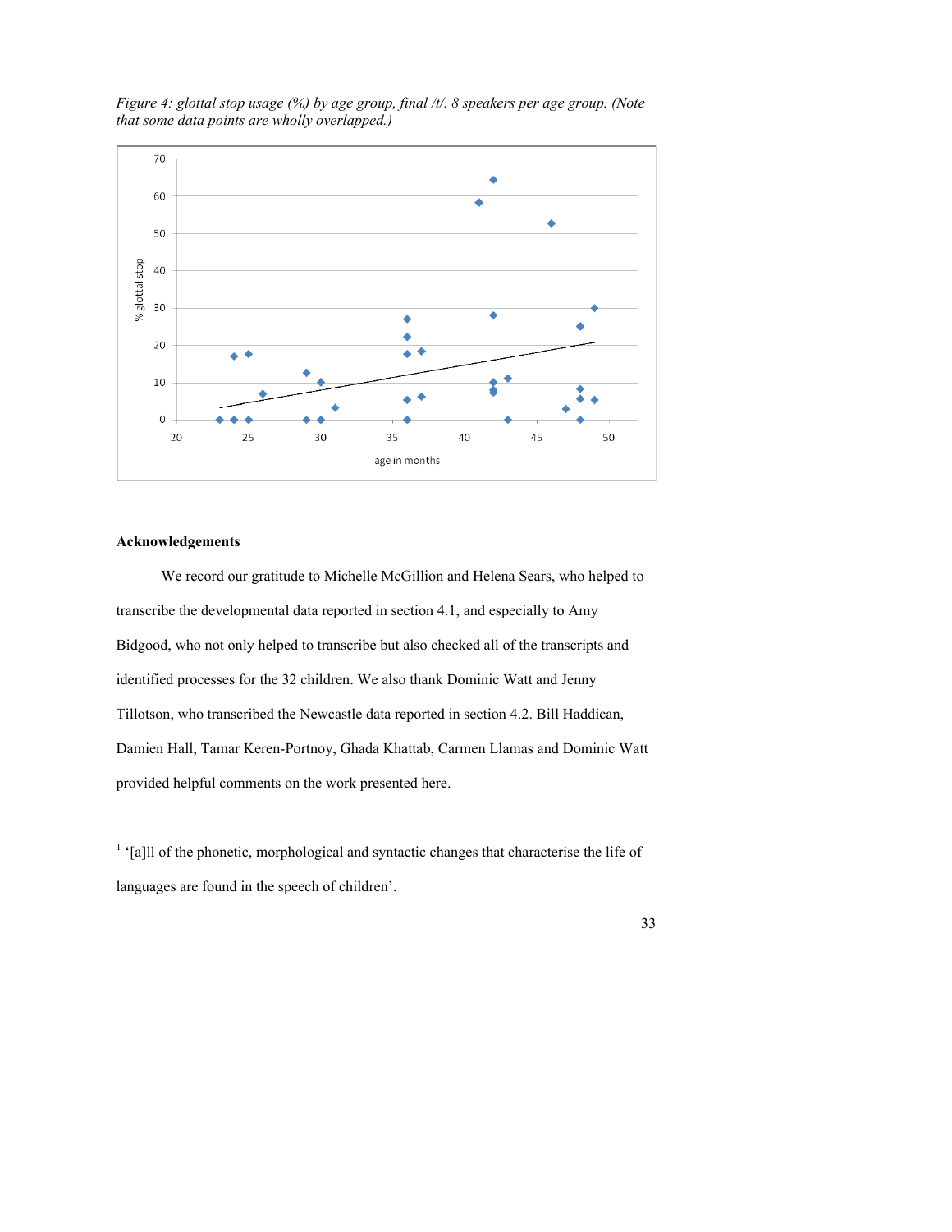*Figure 4: glottal stop usage (%) by age group, final /t/. 8 speakers per age group. (Note that some data points are wholly overlapped.)*

## Acknowledgements

We record our gratitude to Michelle McGillion and Helena Sears, who helped to transcribe the developmental data reported in section 4.1, and especially to Amy Bidgood, who not only helped to transcribe but also checked all of the transcripts and identified processes for the 32 children. We also thank Dominic Watt and Jenny Tillotson, who transcribed the Newcastle data reported in section 4.2. Bill Haddican, Damien Hall, Tamar Keren-Portnoy, Ghada Khattab, Carmen Llamas and Dominic Watt provided helpful comments on the work presented here.

[1] '[a]ll of the phonetic, morphological and syntactic changes that characterise the life of languages are found in the speech of children'.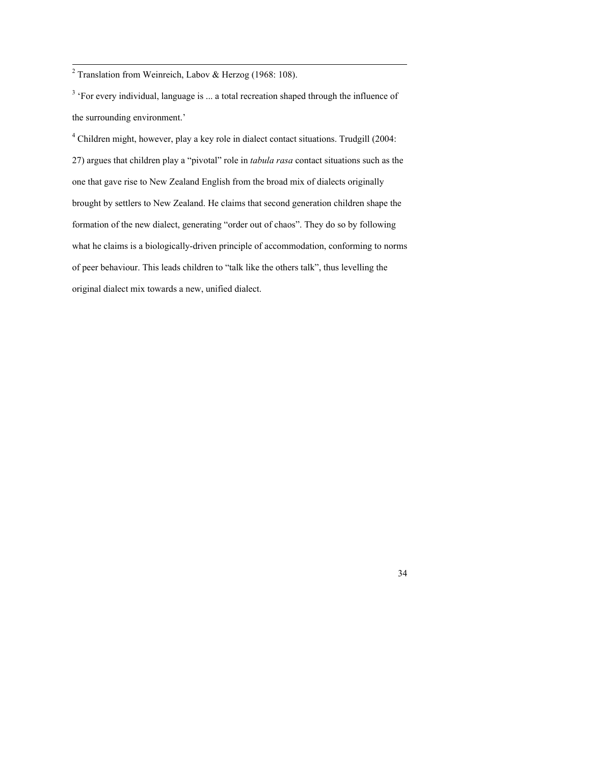[2] Translation from Weinreich, Labov & Herzog (1968: 108).

[3] 'For every individual, language is ... a total recreation shaped through the influence of the surrounding environment.'

[4] Children might, however, play a key role in dialect contact situations. Trudgill (2004: 27) argues that children play a "pivotal" role in *tabula rasa* contact situations such as the one that gave rise to New Zealand English from the broad mix of dialects originally brought by settlers to New Zealand. He claims that second generation children shape the formation of the new dialect, generating "order out of chaos". They do so by following what he claims is a biologically-driven principle of accommodation, conforming to norms of peer behaviour. This leads children to "talk like the others talk", thus levelling the original dialect mix towards a new, unified dialect.